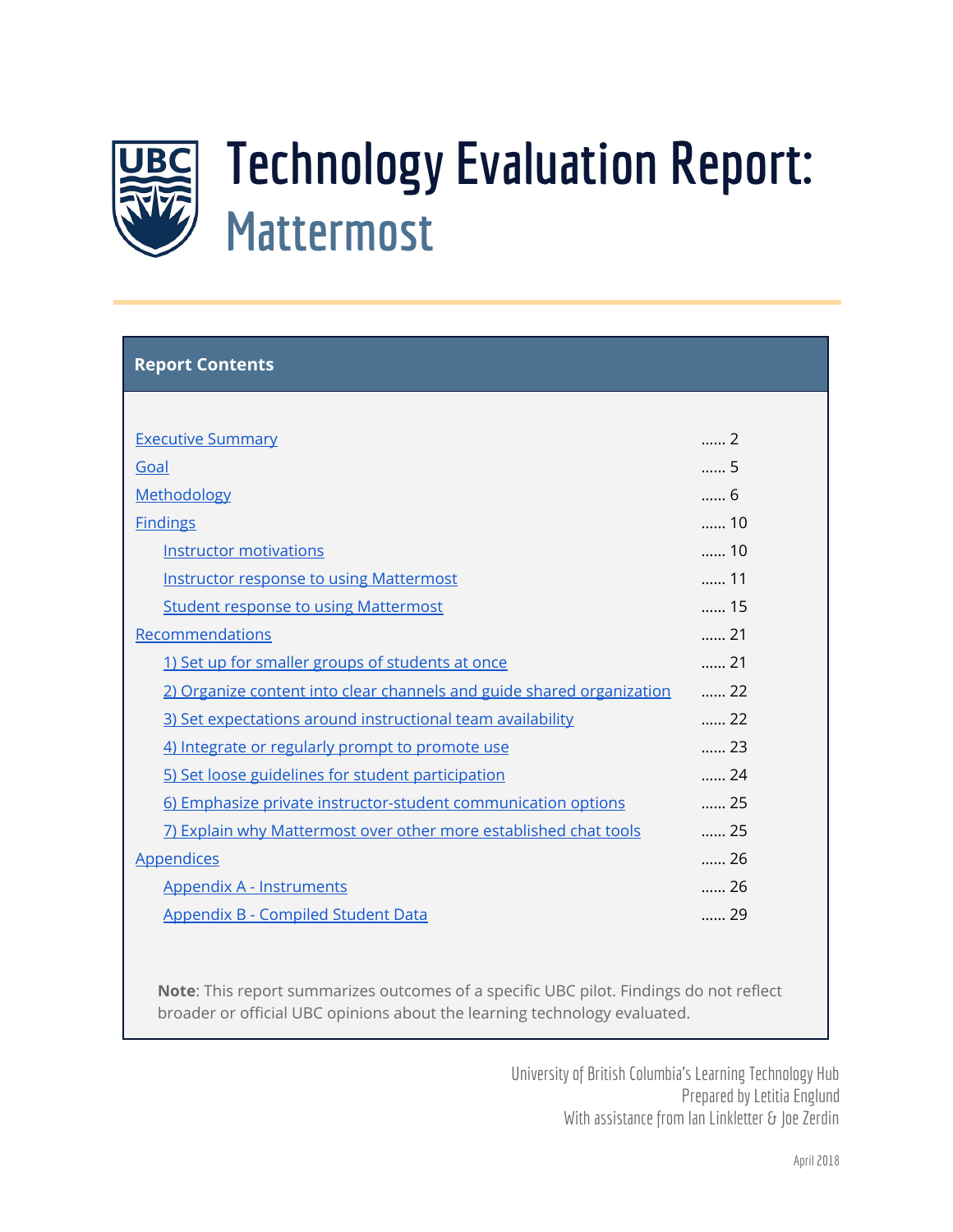# Technology Evaluation Report: Mattermost

## Report Contents

| | |
|---|---|
| Executive Summary | ...... 2 |
| Goal | ...... 5 |
| Methodology | ...... 6 |
| Findings | ...... 10 |
| Instructor motivations | ...... 10 |
| Instructor response to using Mattermost | ...... 11 |
| Student response to using Mattermost | ...... 15 |
| Recommendations | ...... 21 |
| 1) Set up for smaller groups of students at once | ...... 21 |
| 2) Organize content into clear channels and guide shared organization | ...... 22 |
| 3) Set expectations around instructional team availability | ...... 22 |
| 4) Integrate or regularly prompt to promote use | ...... 23 |
| 5) Set loose guidelines for student participation | ...... 24 |
| 6) Emphasize private instructor-student communication options | ...... 25 |
| 7) Explain why Mattermost over other more established chat tools | ...... 25 |
| Appendices | ...... 26 |
| Appendix A - Instruments | ...... 26 |
| Appendix B - Compiled Student Data | ...... 29 |

**Note**: This report summarizes outcomes of a specific UBC pilot. Findings do not reflect broader or official UBC opinions about the learning technology evaluated.

University of British Columbia's Learning Technology Hub
Prepared by Letitia Englund
With assistance from Ian Linkletter & Joe Zerdin

April 2018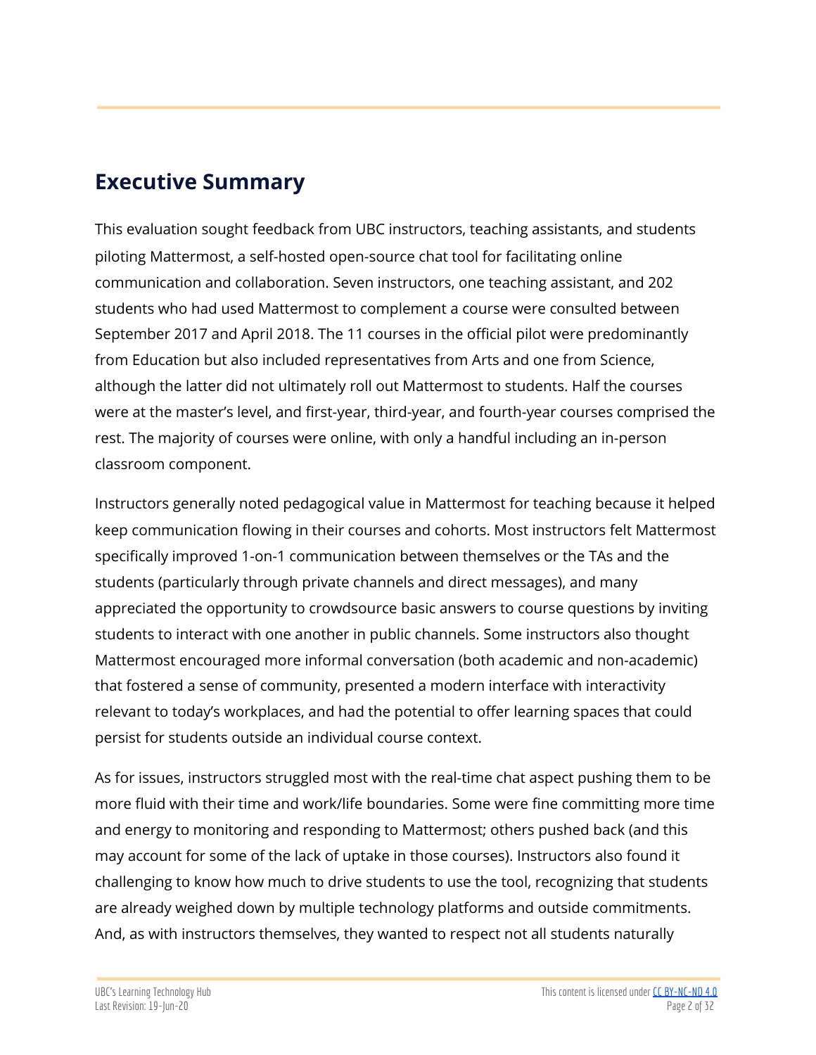## Executive Summary

This evaluation sought feedback from UBC instructors, teaching assistants, and students piloting Mattermost, a self-hosted open-source chat tool for facilitating online communication and collaboration. Seven instructors, one teaching assistant, and 202 students who had used Mattermost to complement a course were consulted between September 2017 and April 2018. The 11 courses in the official pilot were predominantly from Education but also included representatives from Arts and one from Science, although the latter did not ultimately roll out Mattermost to students. Half the courses were at the master's level, and first-year, third-year, and fourth-year courses comprised the rest. The majority of courses were online, with only a handful including an in-person classroom component.

Instructors generally noted pedagogical value in Mattermost for teaching because it helped keep communication flowing in their courses and cohorts. Most instructors felt Mattermost specifically improved 1-on-1 communication between themselves or the TAs and the students (particularly through private channels and direct messages), and many appreciated the opportunity to crowdsource basic answers to course questions by inviting students to interact with one another in public channels. Some instructors also thought Mattermost encouraged more informal conversation (both academic and non-academic) that fostered a sense of community, presented a modern interface with interactivity relevant to today's workplaces, and had the potential to offer learning spaces that could persist for students outside an individual course context.

As for issues, instructors struggled most with the real-time chat aspect pushing them to be more fluid with their time and work/life boundaries. Some were fine committing more time and energy to monitoring and responding to Mattermost; others pushed back (and this may account for some of the lack of uptake in those courses). Instructors also found it challenging to know how much to drive students to use the tool, recognizing that students are already weighed down by multiple technology platforms and outside commitments. And, as with instructors themselves, they wanted to respect not all students naturally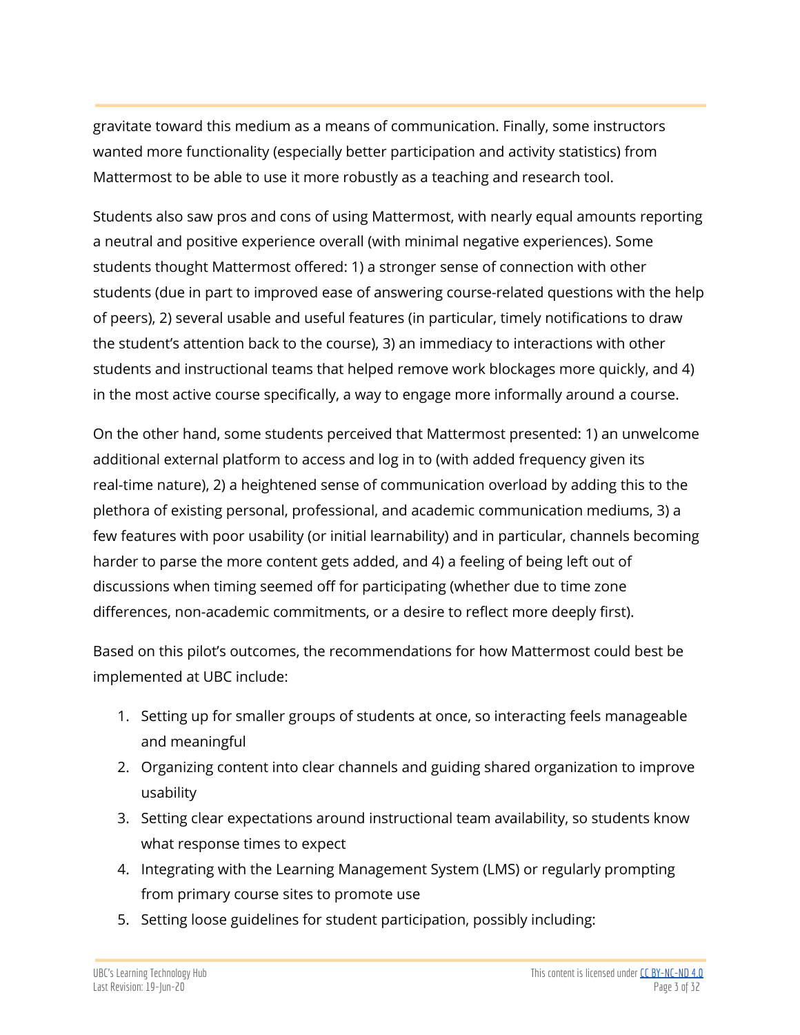gravitate toward this medium as a means of communication. Finally, some instructors wanted more functionality (especially better participation and activity statistics) from Mattermost to be able to use it more robustly as a teaching and research tool.

Students also saw pros and cons of using Mattermost, with nearly equal amounts reporting a neutral and positive experience overall (with minimal negative experiences). Some students thought Mattermost offered: 1) a stronger sense of connection with other students (due in part to improved ease of answering course-related questions with the help of peers), 2) several usable and useful features (in particular, timely notifications to draw the student's attention back to the course), 3) an immediacy to interactions with other students and instructional teams that helped remove work blockages more quickly, and 4) in the most active course specifically, a way to engage more informally around a course.

On the other hand, some students perceived that Mattermost presented: 1) an unwelcome additional external platform to access and log in to (with added frequency given its real-time nature), 2) a heightened sense of communication overload by adding this to the plethora of existing personal, professional, and academic communication mediums, 3) a few features with poor usability (or initial learnability) and in particular, channels becoming harder to parse the more content gets added, and 4) a feeling of being left out of discussions when timing seemed off for participating (whether due to time zone differences, non-academic commitments, or a desire to reflect more deeply first).

Based on this pilot's outcomes, the recommendations for how Mattermost could best be implemented at UBC include:

1. Setting up for smaller groups of students at once, so interacting feels manageable and meaningful
2. Organizing content into clear channels and guiding shared organization to improve usability
3. Setting clear expectations around instructional team availability, so students know what response times to expect
4. Integrating with the Learning Management System (LMS) or regularly prompting from primary course sites to promote use
5. Setting loose guidelines for student participation, possibly including: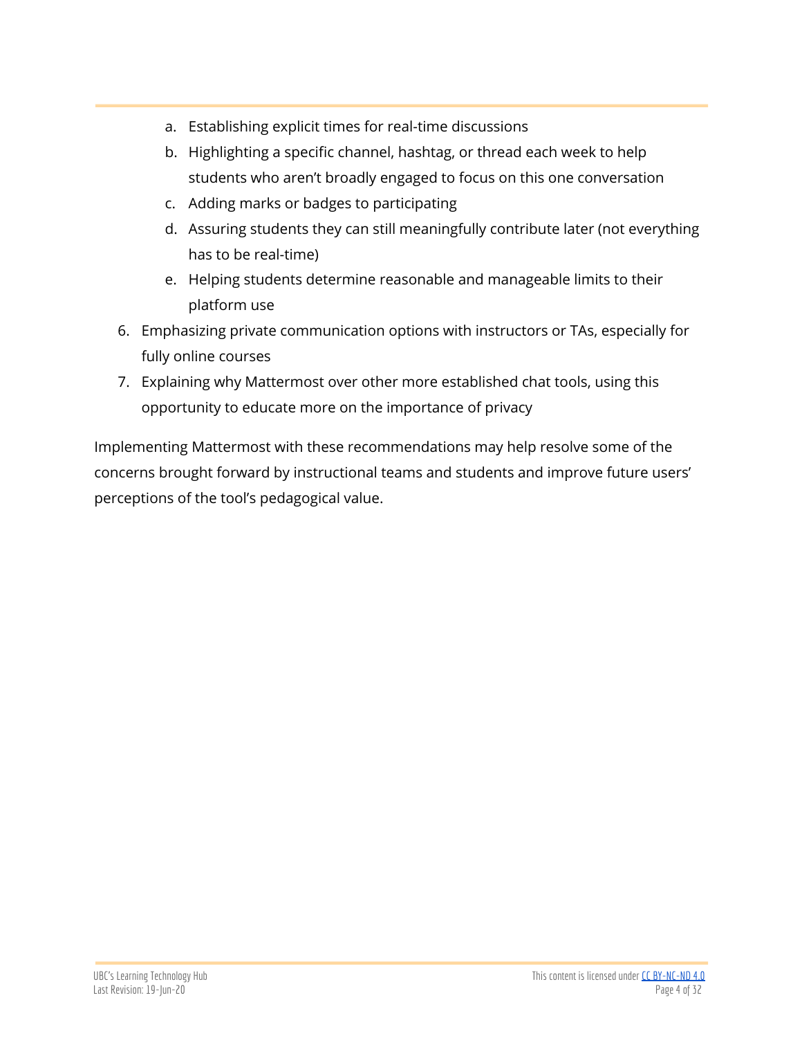a. Establishing explicit times for real-time discussions
   b. Highlighting a specific channel, hashtag, or thread each week to help students who aren't broadly engaged to focus on this one conversation
   c. Adding marks or badges to participating
   d. Assuring students they can still meaningfully contribute later (not everything has to be real-time)
   e. Helping students determine reasonable and manageable limits to their platform use
6. Emphasizing private communication options with instructors or TAs, especially for fully online courses
7. Explaining why Mattermost over other more established chat tools, using this opportunity to educate more on the importance of privacy

Implementing Mattermost with these recommendations may help resolve some of the concerns brought forward by instructional teams and students and improve future users' perceptions of the tool's pedagogical value.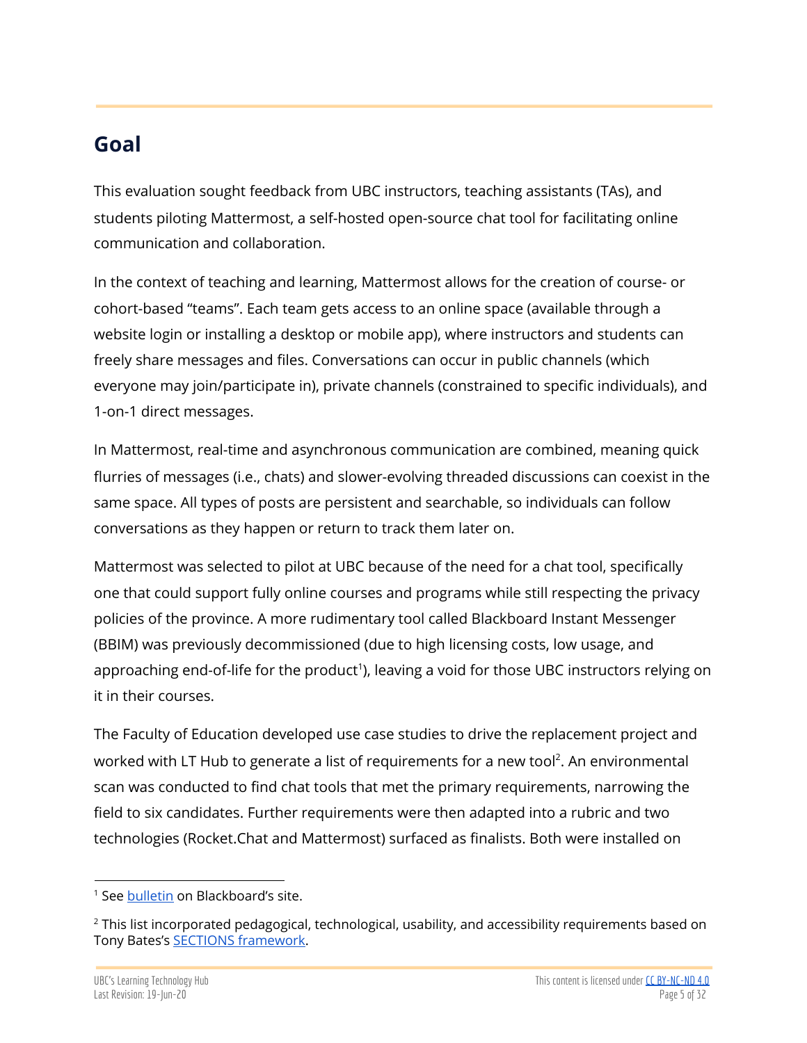## Goal

This evaluation sought feedback from UBC instructors, teaching assistants (TAs), and students piloting Mattermost, a self-hosted open-source chat tool for facilitating online communication and collaboration.

In the context of teaching and learning, Mattermost allows for the creation of course- or cohort-based “teams”. Each team gets access to an online space (available through a website login or installing a desktop or mobile app), where instructors and students can freely share messages and files. Conversations can occur in public channels (which everyone may join/participate in), private channels (constrained to specific individuals), and 1-on-1 direct messages.

In Mattermost, real-time and asynchronous communication are combined, meaning quick flurries of messages (i.e., chats) and slower-evolving threaded discussions can coexist in the same space. All types of posts are persistent and searchable, so individuals can follow conversations as they happen or return to track them later on.

Mattermost was selected to pilot at UBC because of the need for a chat tool, specifically one that could support fully online courses and programs while still respecting the privacy policies of the province. A more rudimentary tool called Blackboard Instant Messenger (BBIM) was previously decommissioned (due to high licensing costs, low usage, and approaching end-of-life for the product[1]), leaving a void for those UBC instructors relying on it in their courses.

The Faculty of Education developed use case studies to drive the replacement project and worked with LT Hub to generate a list of requirements for a new tool[2]. An environmental scan was conducted to find chat tools that met the primary requirements, narrowing the field to six candidates. Further requirements were then adapted into a rubric and two technologies (Rocket.Chat and Mattermost) surfaced as finalists. Both were installed on

---

[1] See bulletin on Blackboard’s site.

[2] This list incorporated pedagogical, technological, usability, and accessibility requirements based on Tony Bates’s SECTIONS framework.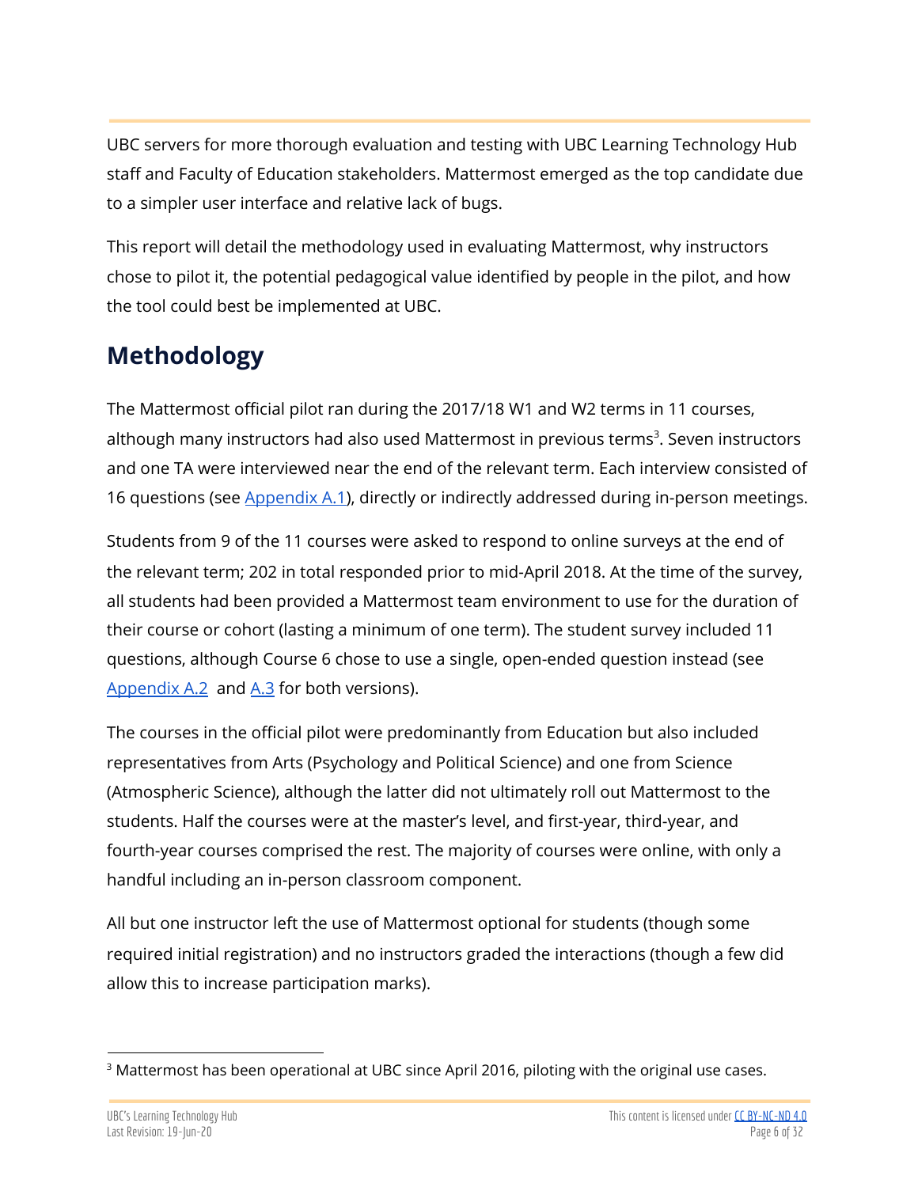UBC servers for more thorough evaluation and testing with UBC Learning Technology Hub staff and Faculty of Education stakeholders. Mattermost emerged as the top candidate due to a simpler user interface and relative lack of bugs.

This report will detail the methodology used in evaluating Mattermost, why instructors chose to pilot it, the potential pedagogical value identified by people in the pilot, and how the tool could best be implemented at UBC.

# Methodology

The Mattermost official pilot ran during the 2017/18 W1 and W2 terms in 11 courses, although many instructors had also used Mattermost in previous terms[3]. Seven instructors and one TA were interviewed near the end of the relevant term. Each interview consisted of 16 questions (see Appendix A.1), directly or indirectly addressed during in-person meetings.

Students from 9 of the 11 courses were asked to respond to online surveys at the end of the relevant term; 202 in total responded prior to mid-April 2018. At the time of the survey, all students had been provided a Mattermost team environment to use for the duration of their course or cohort (lasting a minimum of one term). The student survey included 11 questions, although Course 6 chose to use a single, open-ended question instead (see Appendix A.2 and A.3 for both versions).

The courses in the official pilot were predominantly from Education but also included representatives from Arts (Psychology and Political Science) and one from Science (Atmospheric Science), although the latter did not ultimately roll out Mattermost to the students. Half the courses were at the master's level, and first-year, third-year, and fourth-year courses comprised the rest. The majority of courses were online, with only a handful including an in-person classroom component.

All but one instructor left the use of Mattermost optional for students (though some required initial registration) and no instructors graded the interactions (though a few did allow this to increase participation marks).

---

[3] Mattermost has been operational at UBC since April 2016, piloting with the original use cases.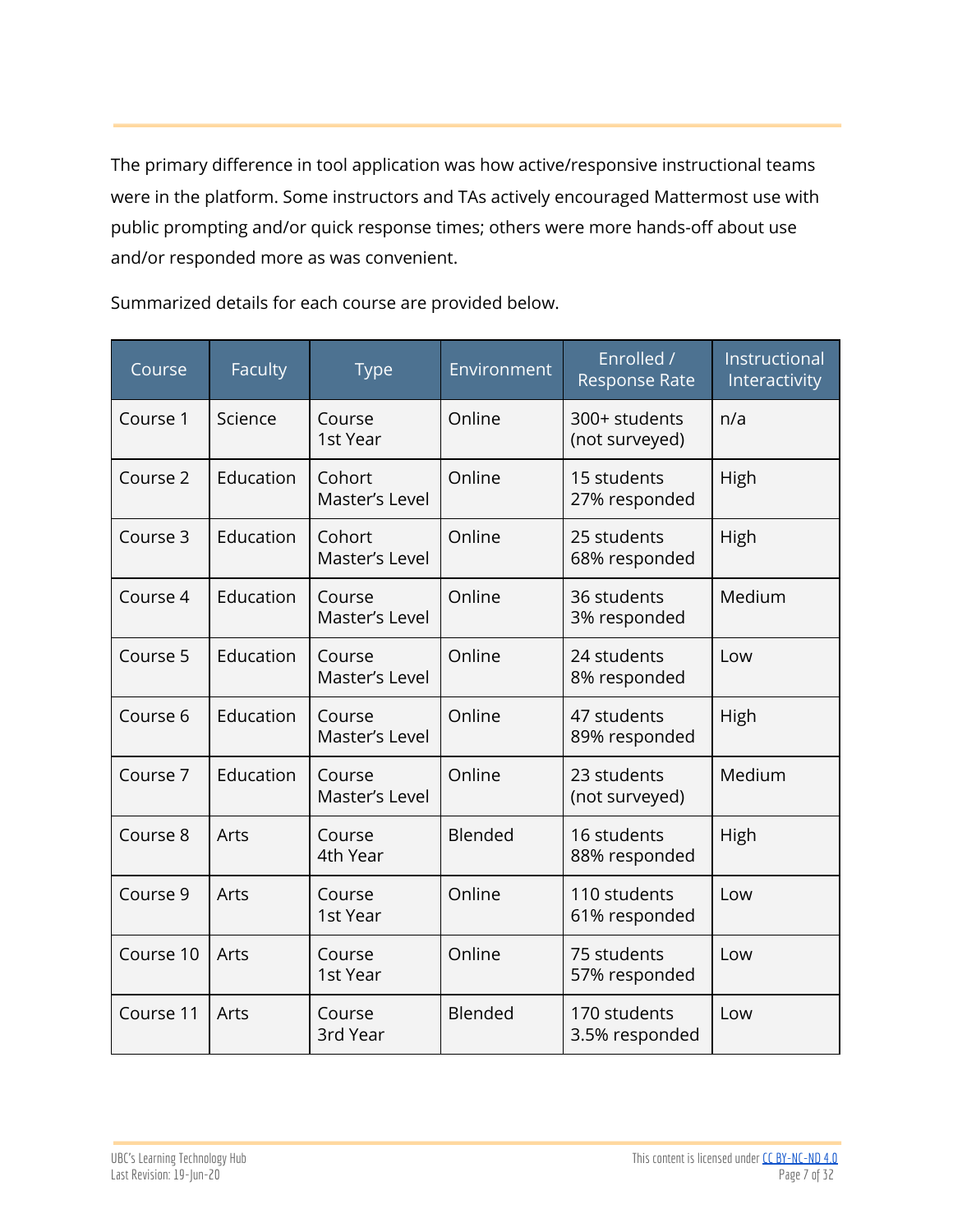The primary difference in tool application was how active/responsive instructional teams were in the platform. Some instructors and TAs actively encouraged Mattermost use with public prompting and/or quick response times; others were more hands-off about use and/or responded more as was convenient.

Summarized details for each course are provided below.

| Course | Faculty | Type | Environment | Enrolled / Response Rate | Instructional Interactivity |
|---|---|---|---|---|---|
| Course 1 | Science | Course 1st Year | Online | 300+ students (not surveyed) | n/a |
| Course 2 | Education | Cohort Master's Level | Online | 15 students 27% responded | High |
| Course 3 | Education | Cohort Master's Level | Online | 25 students 68% responded | High |
| Course 4 | Education | Course Master's Level | Online | 36 students 3% responded | Medium |
| Course 5 | Education | Course Master's Level | Online | 24 students 8% responded | Low |
| Course 6 | Education | Course Master's Level | Online | 47 students 89% responded | High |
| Course 7 | Education | Course Master's Level | Online | 23 students (not surveyed) | Medium |
| Course 8 | Arts | Course 4th Year | Blended | 16 students 88% responded | High |
| Course 9 | Arts | Course 1st Year | Online | 110 students 61% responded | Low |
| Course 10 | Arts | Course 1st Year | Online | 75 students 57% responded | Low |
| Course 11 | Arts | Course 3rd Year | Blended | 170 students 3.5% responded | Low |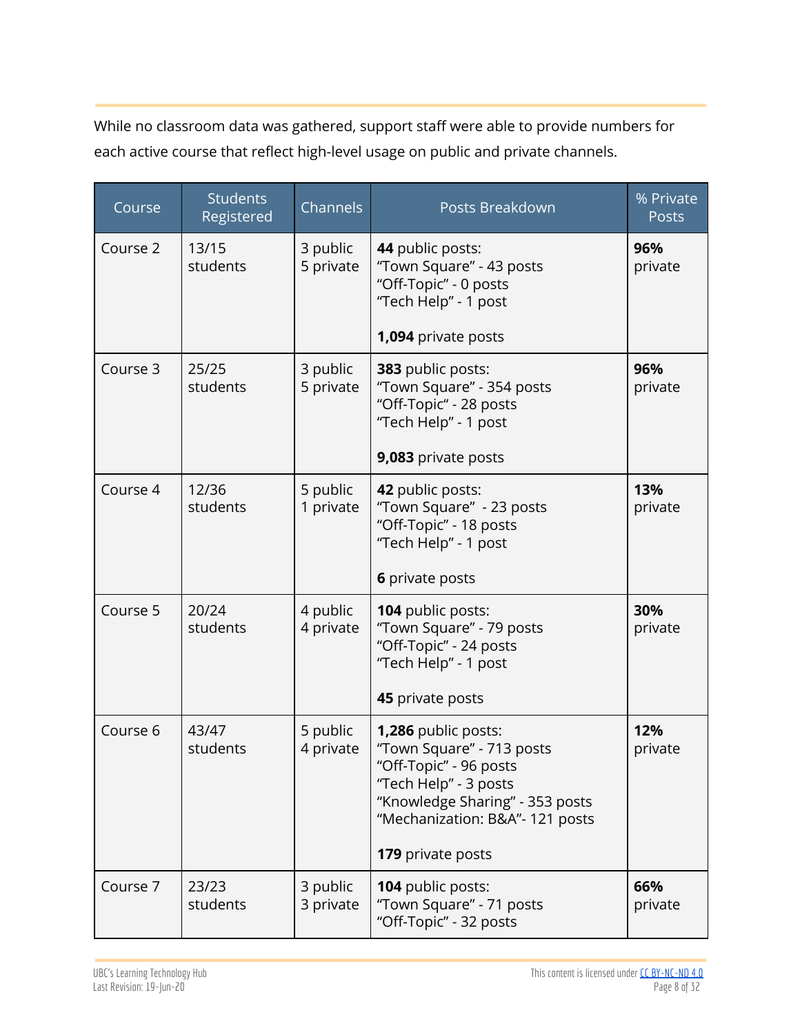While no classroom data was gathered, support staff were able to provide numbers for each active course that reflect high-level usage on public and private channels.

| Course | Students Registered | Channels | Posts Breakdown | % Private Posts |
|---|---|---|---|---|
| Course 2 | 13/15 students | 3 public<br>5 private | **44** public posts:<br>"Town Square" - 43 posts<br>"Off-Topic" - 0 posts<br>"Tech Help" - 1 post<br><br>**1,094** private posts | **96%** private |
| Course 3 | 25/25 students | 3 public<br>5 private | **383** public posts:<br>"Town Square" - 354 posts<br>"Off-Topic" - 28 posts<br>"Tech Help" - 1 post<br><br>**9,083** private posts | **96%** private |
| Course 4 | 12/36 students | 5 public<br>1 private | **42** public posts:<br>"Town Square" - 23 posts<br>"Off-Topic" - 18 posts<br>"Tech Help" - 1 post<br><br>**6** private posts | **13%** private |
| Course 5 | 20/24 students | 4 public<br>4 private | **104** public posts:<br>"Town Square" - 79 posts<br>"Off-Topic" - 24 posts<br>"Tech Help" - 1 post<br><br>**45** private posts | **30%** private |
| Course 6 | 43/47 students | 5 public<br>4 private | **1,286** public posts:<br>"Town Square" - 713 posts<br>"Off-Topic" - 96 posts<br>"Tech Help" - 3 posts<br>"Knowledge Sharing" - 353 posts<br>"Mechanization: B&A"- 121 posts<br><br>**179** private posts | **12%** private |
| Course 7 | 23/23 students | 3 public<br>3 private | **104** public posts:<br>"Town Square" - 71 posts<br>"Off-Topic" - 32 posts | **66%** private |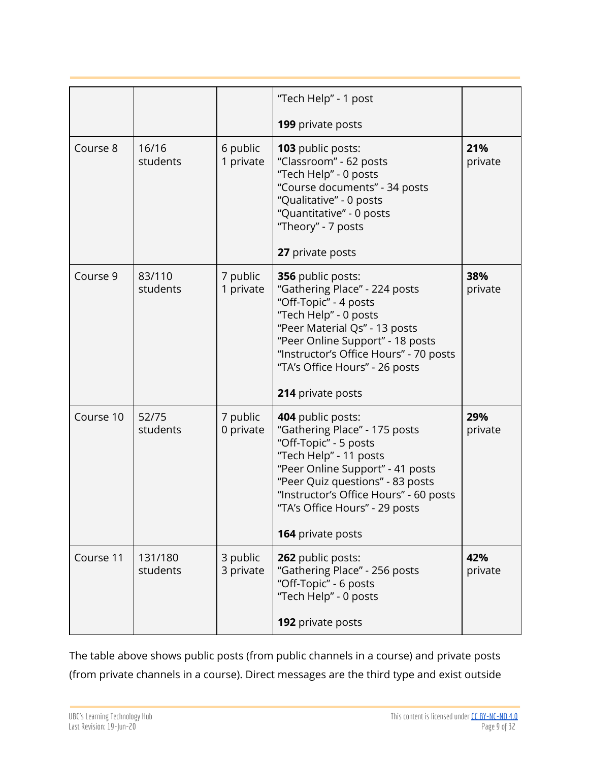| | | | | |
|---|---|---|---|---|
| | | | "Tech Help" - 1 post<br><br>**199** private posts | |
| Course 8 | 16/16 students | 6 public<br>1 private | **103** public posts:<br>"Classroom" - 62 posts<br>"Tech Help" - 0 posts<br>"Course documents" - 34 posts<br>"Qualitative" - 0 posts<br>"Quantitative" - 0 posts<br>"Theory" - 7 posts<br><br>**27** private posts | **21%** private |
| Course 9 | 83/110 students | 7 public<br>1 private | **356** public posts:<br>"Gathering Place" - 224 posts<br>"Off-Topic" - 4 posts<br>"Tech Help" - 0 posts<br>"Peer Material Qs" - 13 posts<br>"Peer Online Support" - 18 posts<br>"Instructor's Office Hours" - 70 posts<br>"TA's Office Hours" - 26 posts<br><br>**214** private posts | **38%** private |
| Course 10 | 52/75 students | 7 public<br>0 private | **404** public posts:<br>"Gathering Place" - 175 posts<br>"Off-Topic" - 5 posts<br>"Tech Help" - 11 posts<br>"Peer Online Support" - 41 posts<br>"Peer Quiz questions" - 83 posts<br>"Instructor's Office Hours" - 60 posts<br>"TA's Office Hours" - 29 posts<br><br>**164** private posts | **29%** private |
| Course 11 | 131/180 students | 3 public<br>3 private | **262** public posts:<br>"Gathering Place" - 256 posts<br>"Off-Topic" - 6 posts<br>"Tech Help" - 0 posts<br><br>**192** private posts | **42%** private |

The table above shows public posts (from public channels in a course) and private posts (from private channels in a course). Direct messages are the third type and exist outside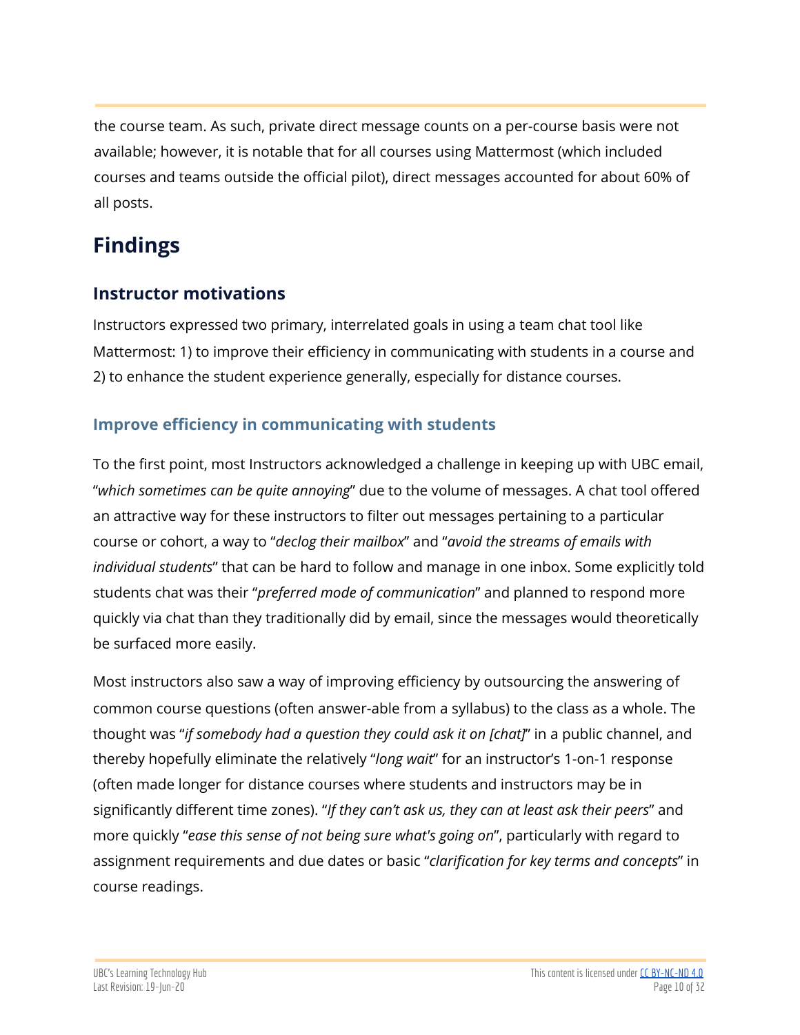the course team. As such, private direct message counts on a per-course basis were not available; however, it is notable that for all courses using Mattermost (which included courses and teams outside the official pilot), direct messages accounted for about 60% of all posts.

# Findings

## Instructor motivations

Instructors expressed two primary, interrelated goals in using a team chat tool like Mattermost: 1) to improve their efficiency in communicating with students in a course and 2) to enhance the student experience generally, especially for distance courses.

### Improve efficiency in communicating with students

To the first point, most Instructors acknowledged a challenge in keeping up with UBC email, "*which sometimes can be quite annoying*" due to the volume of messages. A chat tool offered an attractive way for these instructors to filter out messages pertaining to a particular course or cohort, a way to "*declog their mailbox*" and "*avoid the streams of emails with individual students*" that can be hard to follow and manage in one inbox. Some explicitly told students chat was their "*preferred mode of communication*" and planned to respond more quickly via chat than they traditionally did by email, since the messages would theoretically be surfaced more easily.

Most instructors also saw a way of improving efficiency by outsourcing the answering of common course questions (often answer-able from a syllabus) to the class as a whole. The thought was "*if somebody had a question they could ask it on [chat]*" in a public channel, and thereby hopefully eliminate the relatively "*long wait*" for an instructor's 1-on-1 response (often made longer for distance courses where students and instructors may be in significantly different time zones). "*If they can't ask us, they can at least ask their peers*" and more quickly "*ease this sense of not being sure what's going on*", particularly with regard to assignment requirements and due dates or basic "*clarification for key terms and concepts*" in course readings.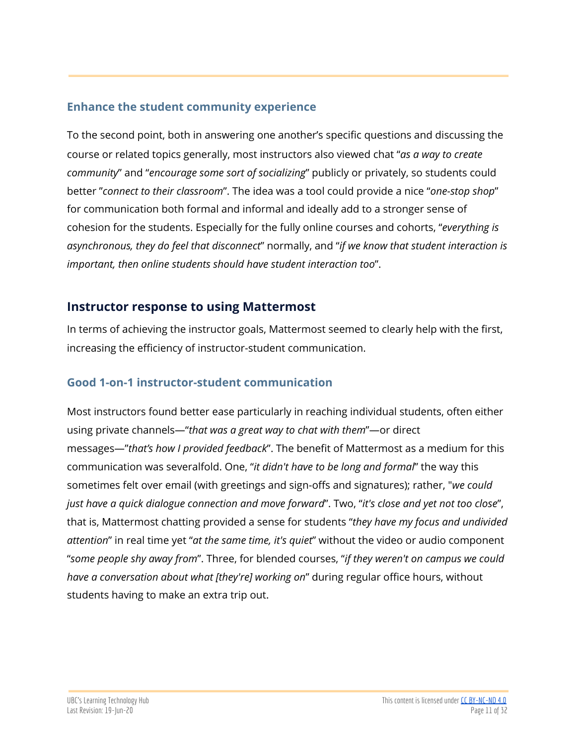### Enhance the student community experience

To the second point, both in answering one another's specific questions and discussing the course or related topics generally, most instructors also viewed chat "*as a way to create community*" and "*encourage some sort of socializing*" publicly or privately, so students could better "*connect to their classroom*". The idea was a tool could provide a nice "*one-stop shop*" for communication both formal and informal and ideally add to a stronger sense of cohesion for the students. Especially for the fully online courses and cohorts, "*everything is asynchronous, they do feel that disconnect*" normally, and "*if we know that student interaction is important, then online students should have student interaction too*".

## Instructor response to using Mattermost

In terms of achieving the instructor goals, Mattermost seemed to clearly help with the first, increasing the efficiency of instructor-student communication.

### Good 1-on-1 instructor-student communication

Most instructors found better ease particularly in reaching individual students, often either using private channels—"*that was a great way to chat with them*"—or direct messages—"*that's how I provided feedback*". The benefit of Mattermost as a medium for this communication was severalfold. One, "*it didn't have to be long and formal*" the way this sometimes felt over email (with greetings and sign-offs and signatures); rather, "*we could just have a quick dialogue connection and move forward*". Two, "*it's close and yet not too close*", that is, Mattermost chatting provided a sense for students "*they have my focus and undivided attention*" in real time yet "*at the same time, it's quiet*" without the video or audio component "*some people shy away from*". Three, for blended courses, "*if they weren't on campus we could have a conversation about what [they're] working on*" during regular office hours, without students having to make an extra trip out.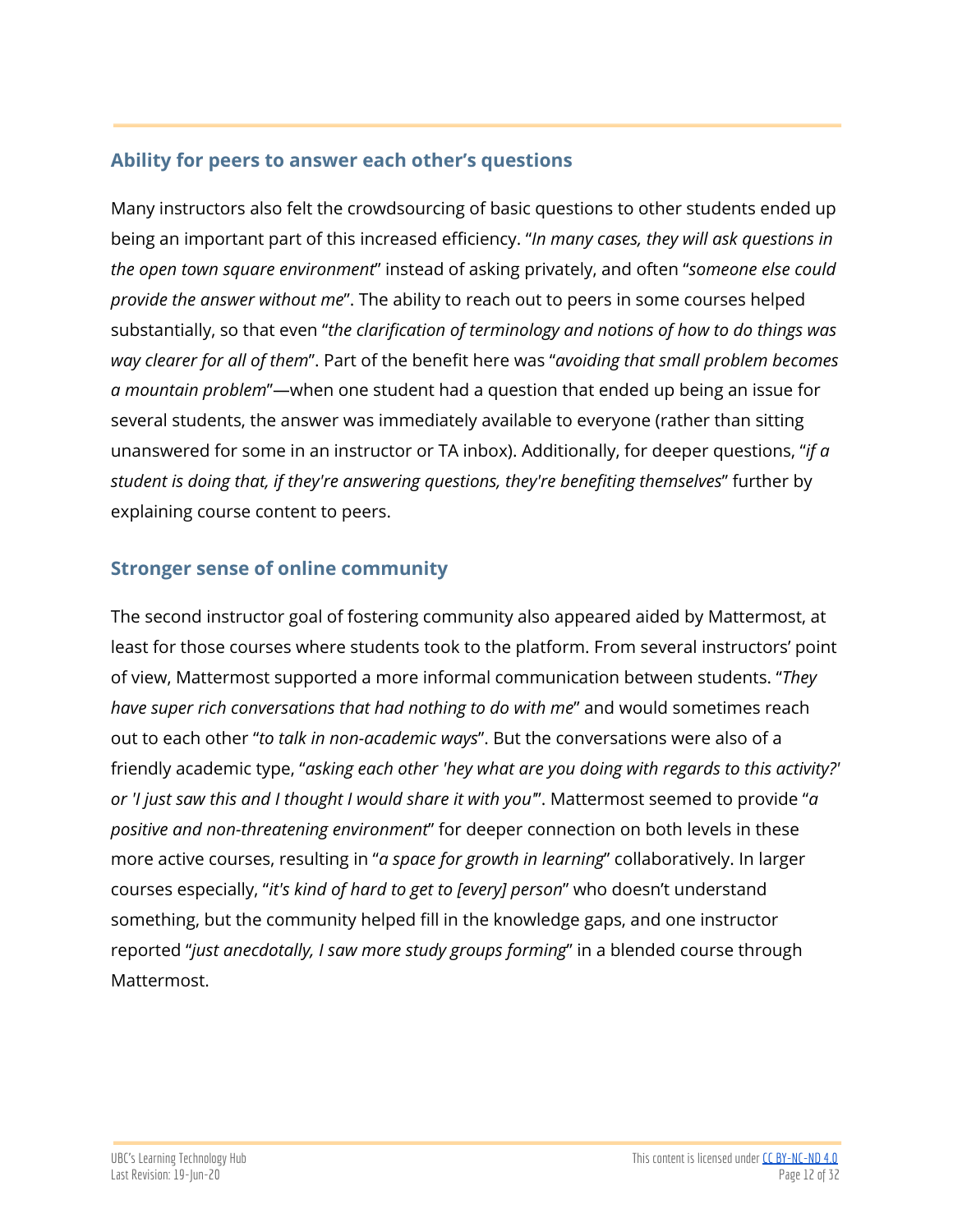### Ability for peers to answer each other's questions

Many instructors also felt the crowdsourcing of basic questions to other students ended up being an important part of this increased efficiency. "*In many cases, they will ask questions in the open town square environment*" instead of asking privately, and often "*someone else could provide the answer without me*". The ability to reach out to peers in some courses helped substantially, so that even "*the clarification of terminology and notions of how to do things was way clearer for all of them*". Part of the benefit here was "*avoiding that small problem becomes a mountain problem*"—when one student had a question that ended up being an issue for several students, the answer was immediately available to everyone (rather than sitting unanswered for some in an instructor or TA inbox). Additionally, for deeper questions, "*if a student is doing that, if they're answering questions, they're benefiting themselves*" further by explaining course content to peers.

### Stronger sense of online community

The second instructor goal of fostering community also appeared aided by Mattermost, at least for those courses where students took to the platform. From several instructors' point of view, Mattermost supported a more informal communication between students. "*They have super rich conversations that had nothing to do with me*" and would sometimes reach out to each other "*to talk in non-academic ways*". But the conversations were also of a friendly academic type, "*asking each other 'hey what are you doing with regards to this activity?' or 'I just saw this and I thought I would share it with you'*". Mattermost seemed to provide "*a positive and non-threatening environment*" for deeper connection on both levels in these more active courses, resulting in "*a space for growth in learning*" collaboratively. In larger courses especially, "*it's kind of hard to get to [every] person*" who doesn't understand something, but the community helped fill in the knowledge gaps, and one instructor reported "*just anecdotally, I saw more study groups forming*" in a blended course through Mattermost.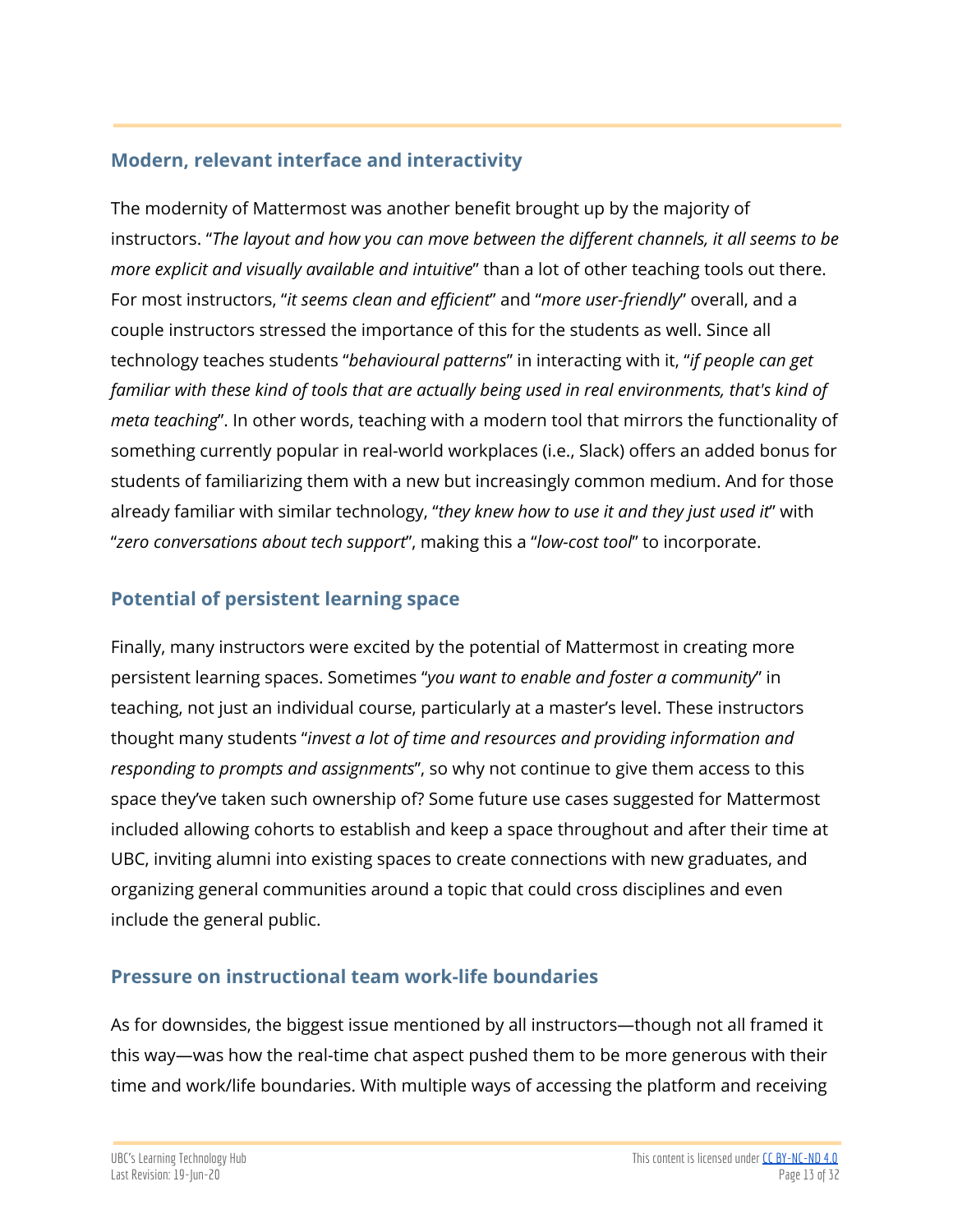### Modern, relevant interface and interactivity

The modernity of Mattermost was another benefit brought up by the majority of instructors. "*The layout and how you can move between the different channels, it all seems to be more explicit and visually available and intuitive*" than a lot of other teaching tools out there. For most instructors, "*it seems clean and efficient*" and "*more user-friendly*" overall, and a couple instructors stressed the importance of this for the students as well. Since all technology teaches students "*behavioural patterns*" in interacting with it, "*if people can get familiar with these kind of tools that are actually being used in real environments, that's kind of meta teaching*". In other words, teaching with a modern tool that mirrors the functionality of something currently popular in real-world workplaces (i.e., Slack) offers an added bonus for students of familiarizing them with a new but increasingly common medium. And for those already familiar with similar technology, "*they knew how to use it and they just used it*" with "*zero conversations about tech support*", making this a "*low-cost tool*" to incorporate.

### Potential of persistent learning space

Finally, many instructors were excited by the potential of Mattermost in creating more persistent learning spaces. Sometimes "*you want to enable and foster a community*" in teaching, not just an individual course, particularly at a master's level. These instructors thought many students "*invest a lot of time and resources and providing information and responding to prompts and assignments*", so why not continue to give them access to this space they've taken such ownership of? Some future use cases suggested for Mattermost included allowing cohorts to establish and keep a space throughout and after their time at UBC, inviting alumni into existing spaces to create connections with new graduates, and organizing general communities around a topic that could cross disciplines and even include the general public.

### Pressure on instructional team work-life boundaries

As for downsides, the biggest issue mentioned by all instructors—though not all framed it this way—was how the real-time chat aspect pushed them to be more generous with their time and work/life boundaries. With multiple ways of accessing the platform and receiving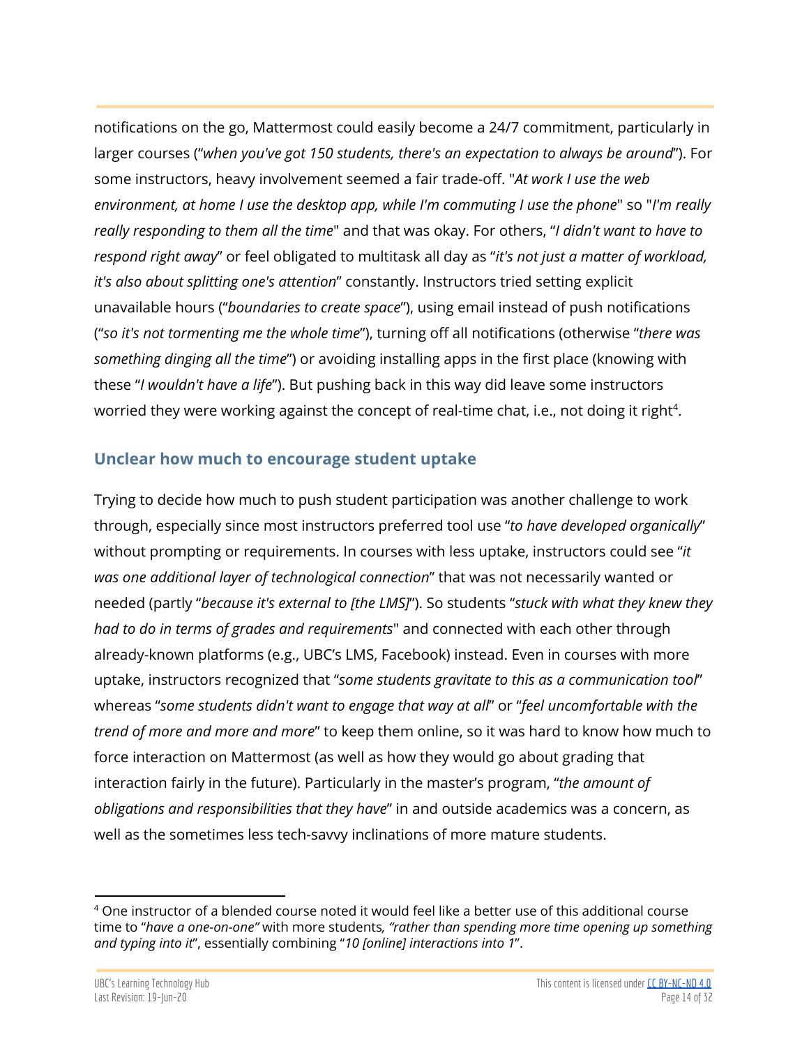notifications on the go, Mattermost could easily become a 24/7 commitment, particularly in larger courses ("*when you've got 150 students, there's an expectation to always be around*"). For some instructors, heavy involvement seemed a fair trade-off. "*At work I use the web environment, at home I use the desktop app, while I'm commuting I use the phone*" so "*I'm really really responding to them all the time*" and that was okay. For others, "*I didn't want to have to respond right away*" or feel obligated to multitask all day as "*it's not just a matter of workload, it's also about splitting one's attention*" constantly. Instructors tried setting explicit unavailable hours ("*boundaries to create space*"), using email instead of push notifications ("*so it's not tormenting me the whole time*"), turning off all notifications (otherwise "*there was something dinging all the time*") or avoiding installing apps in the first place (knowing with these "*I wouldn't have a life*"). But pushing back in this way did leave some instructors worried they were working against the concept of real-time chat, i.e., not doing it right[4].

### Unclear how much to encourage student uptake

Trying to decide how much to push student participation was another challenge to work through, especially since most instructors preferred tool use "*to have developed organically*" without prompting or requirements. In courses with less uptake, instructors could see "*it was one additional layer of technological connection*" that was not necessarily wanted or needed (partly "*because it's external to [the LMS]*"). So students "*stuck with what they knew they had to do in terms of grades and requirements*" and connected with each other through already-known platforms (e.g., UBC's LMS, Facebook) instead. Even in courses with more uptake, instructors recognized that "*some students gravitate to this as a communication tool*" whereas "*some students didn't want to engage that way at all*" or "*feel uncomfortable with the trend of more and more and more*" to keep them online, so it was hard to know how much to force interaction on Mattermost (as well as how they would go about grading that interaction fairly in the future). Particularly in the master's program, "*the amount of obligations and responsibilities that they have*" in and outside academics was a concern, as well as the sometimes less tech-savvy inclinations of more mature students.

---

[4] One instructor of a blended course noted it would feel like a better use of this additional course time to "*have a one-on-one"* with more students*, "rather than spending more time opening up something and typing into it*", essentially combining "*10 [online] interactions into 1*".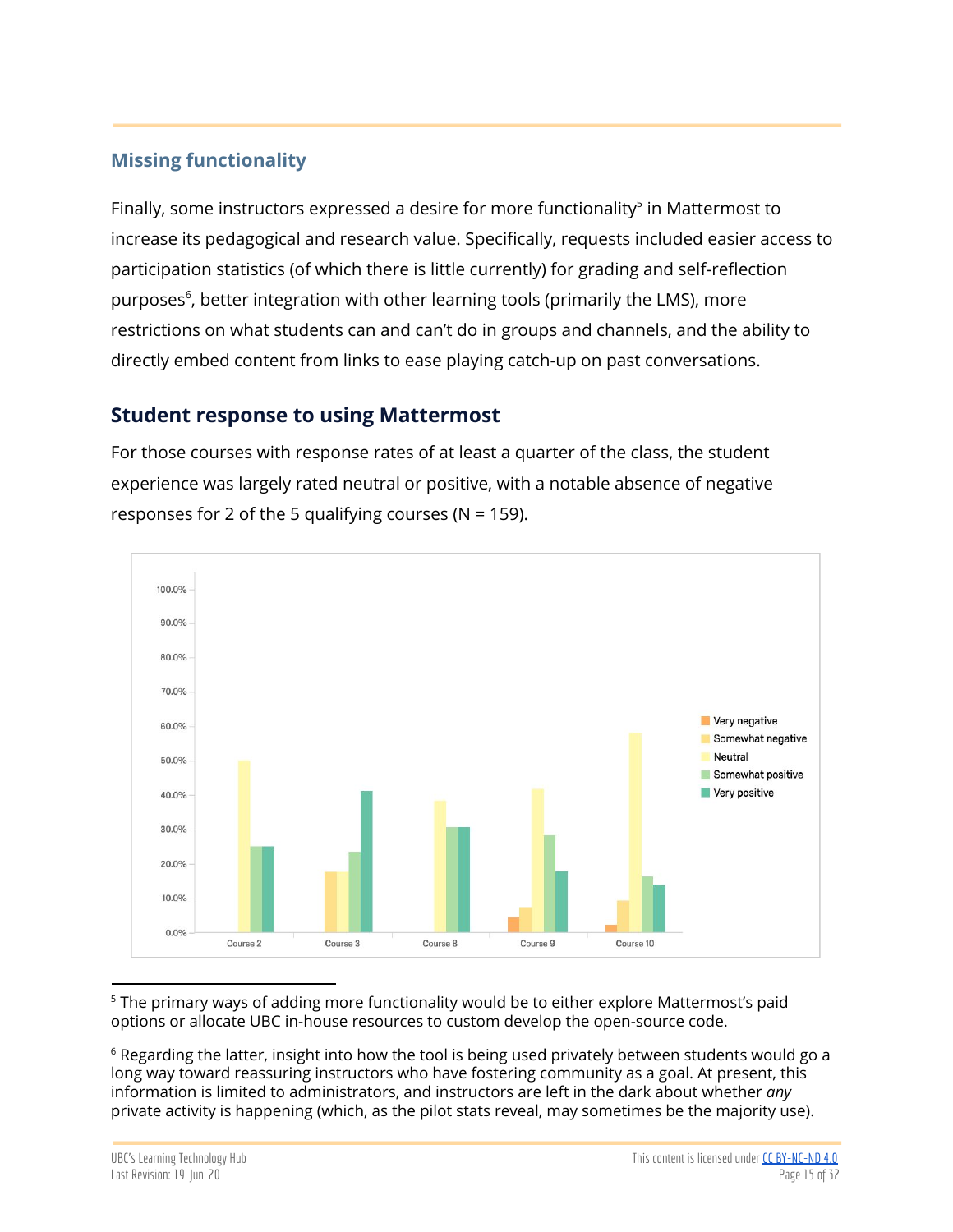### Missing functionality

Finally, some instructors expressed a desire for more functionality[5] in Mattermost to increase its pedagogical and research value. Specifically, requests included easier access to participation statistics (of which there is little currently) for grading and self-reflection purposes[6], better integration with other learning tools (primarily the LMS), more restrictions on what students can and can't do in groups and channels, and the ability to directly embed content from links to ease playing catch-up on past conversations.

## Student response to using Mattermost

For those courses with response rates of at least a quarter of the class, the student experience was largely rated neutral or positive, with a notable absence of negative responses for 2 of the 5 qualifying courses (N = 159).

---

[5] The primary ways of adding more functionality would be to either explore Mattermost's paid options or allocate UBC in-house resources to custom develop the open-source code.

[6] Regarding the latter, insight into how the tool is being used privately between students would go a long way toward reassuring instructors who have fostering community as a goal. At present, this information is limited to administrators, and instructors are left in the dark about whether *any* private activity is happening (which, as the pilot stats reveal, may sometimes be the majority use).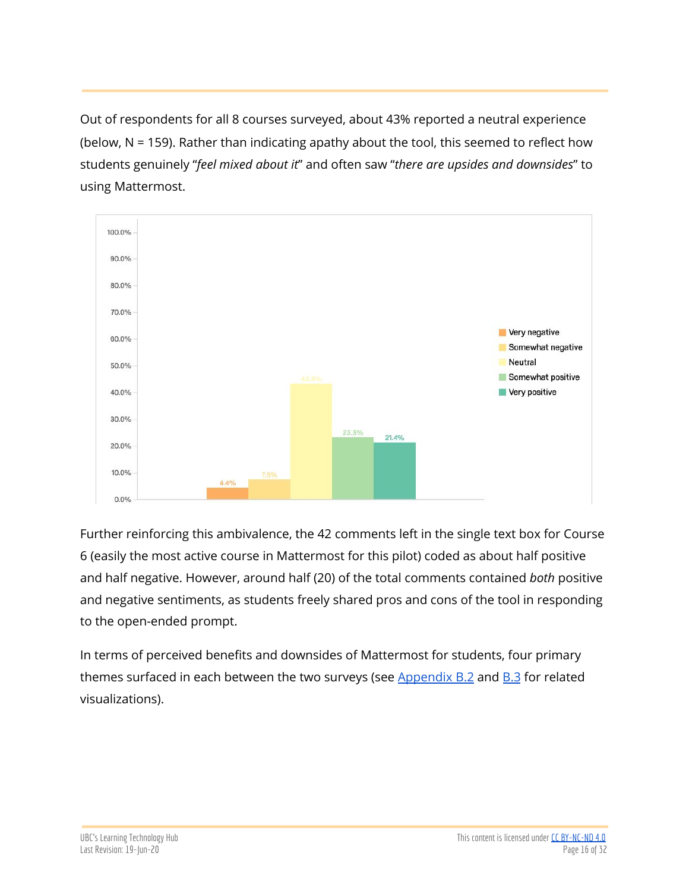Out of respondents for all 8 courses surveyed, about 43% reported a neutral experience (below, N = 159). Rather than indicating apathy about the tool, this seemed to reflect how students genuinely "*feel mixed about it*" and often saw "*there are upsides and downsides*" to using Mattermost.

| Response | Percentage |
| --- | --- |
| Very negative | 4.4% |
| Somewhat negative | 7.5% |
| Neutral | 43.4% |
| Somewhat positive | 23.3% |
| Very positive | 21.4% |

Further reinforcing this ambivalence, the 42 comments left in the single text box for Course 6 (easily the most active course in Mattermost for this pilot) coded as about half positive and half negative. However, around half (20) of the total comments contained *both* positive and negative sentiments, as students freely shared pros and cons of the tool in responding to the open-ended prompt.

In terms of perceived benefits and downsides of Mattermost for students, four primary themes surfaced in each between the two surveys (see [Appendix B.2](#) and [B.3](#) for related visualizations).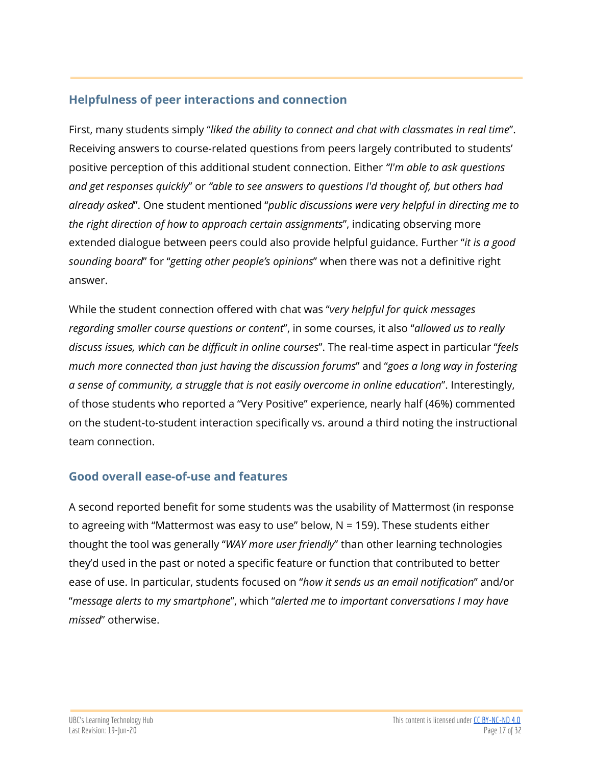## Helpfulness of peer interactions and connection

First, many students simply "*liked the ability to connect and chat with classmates in real time*". Receiving answers to course-related questions from peers largely contributed to students' positive perception of this additional student connection. Either *"I'm able to ask questions and get responses quickly*" or *"able to see answers to questions I'd thought of, but others had already asked*". One student mentioned "*public discussions were very helpful in directing me to the right direction of how to approach certain assignments*", indicating observing more extended dialogue between peers could also provide helpful guidance. Further "*it is a good sounding board*" for "*getting other people's opinions*" when there was not a definitive right answer.

While the student connection offered with chat was "*very helpful for quick messages regarding smaller course questions or content*", in some courses, it also "*allowed us to really discuss issues, which can be difficult in online courses*". The real-time aspect in particular "*feels much more connected than just having the discussion forums*" and "*goes a long way in fostering a sense of community, a struggle that is not easily overcome in online education*". Interestingly, of those students who reported a "Very Positive" experience, nearly half (46%) commented on the student-to-student interaction specifically vs. around a third noting the instructional team connection.

## Good overall ease-of-use and features

A second reported benefit for some students was the usability of Mattermost (in response to agreeing with "Mattermost was easy to use" below, N = 159). These students either thought the tool was generally "*WAY more user friendly*" than other learning technologies they'd used in the past or noted a specific feature or function that contributed to better ease of use. In particular, students focused on "*how it sends us an email notification*" and/or "*message alerts to my smartphone*", which "*alerted me to important conversations I may have missed*" otherwise.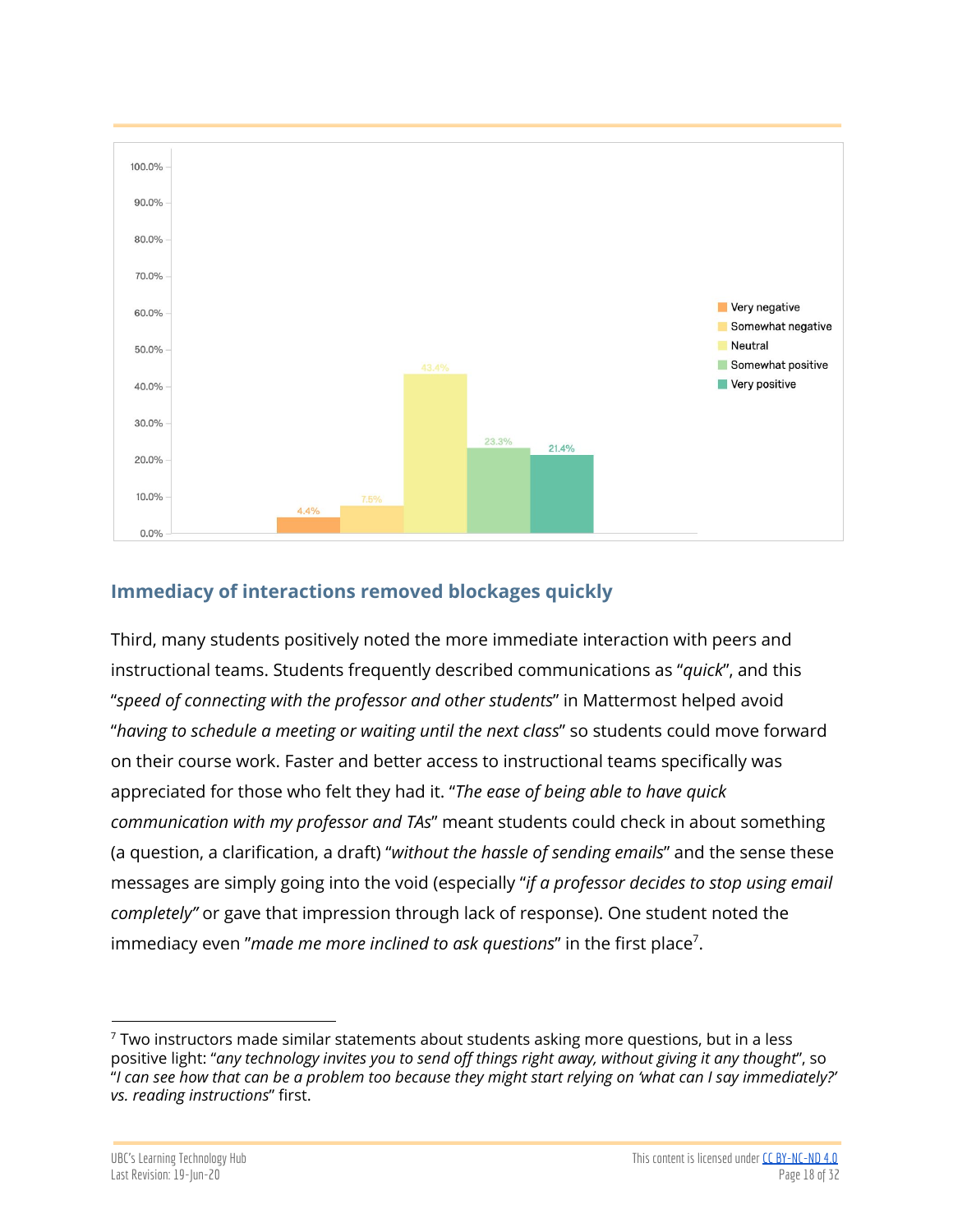## Immediacy of interactions removed blockages quickly

Third, many students positively noted the more immediate interaction with peers and instructional teams. Students frequently described communications as "*quick*", and this "*speed of connecting with the professor and other students*" in Mattermost helped avoid "*having to schedule a meeting or waiting until the next class*" so students could move forward on their course work. Faster and better access to instructional teams specifically was appreciated for those who felt they had it. "*The ease of being able to have quick communication with my professor and TAs*" meant students could check in about something (a question, a clarification, a draft) "*without the hassle of sending emails*" and the sense these messages are simply going into the void (especially "*if a professor decides to stop using email completely"* or gave that impression through lack of response). One student noted the immediacy even "*made me more inclined to ask questions*" in the first place[7].

---

[7] Two instructors made similar statements about students asking more questions, but in a less positive light: "*any technology invites you to send off things right away, without giving it any thought*", so "*I can see how that can be a problem too because they might start relying on 'what can I say immediately?' vs. reading instructions*" first.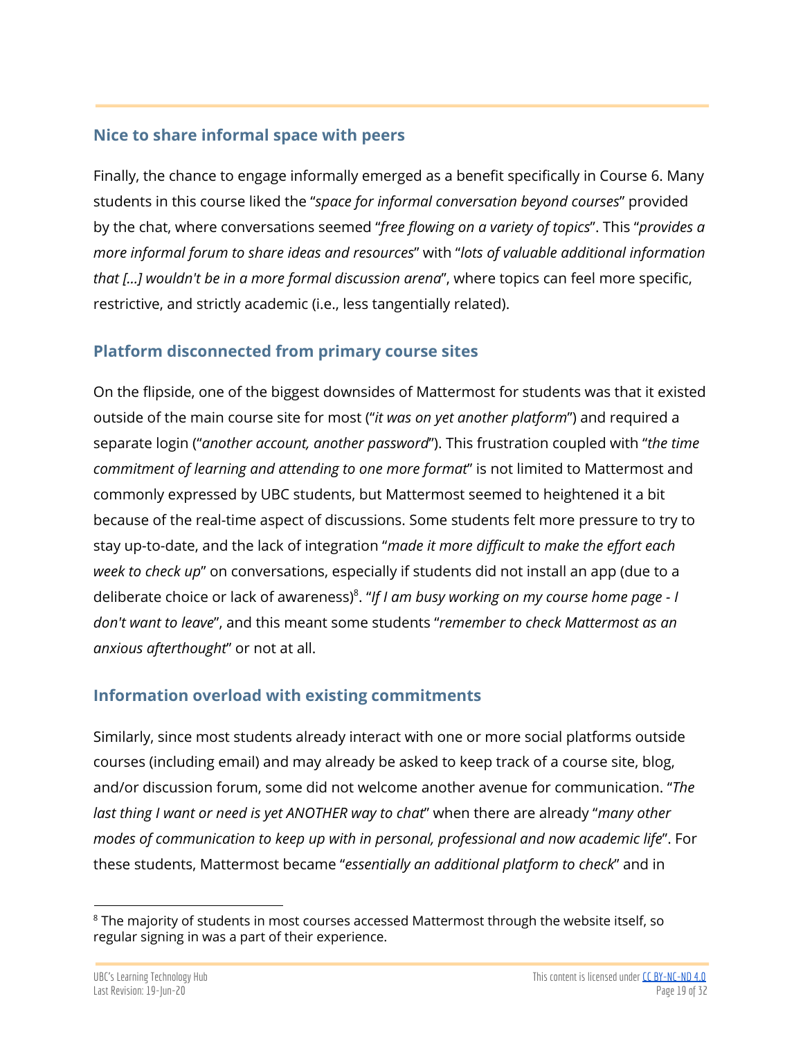## Nice to share informal space with peers

Finally, the chance to engage informally emerged as a benefit specifically in Course 6. Many students in this course liked the "*space for informal conversation beyond courses*" provided by the chat, where conversations seemed "*free flowing on a variety of topics*". This "*provides a more informal forum to share ideas and resources*" with "*lots of valuable additional information that [...] wouldn't be in a more formal discussion arena*", where topics can feel more specific, restrictive, and strictly academic (i.e., less tangentially related).

## Platform disconnected from primary course sites

On the flipside, one of the biggest downsides of Mattermost for students was that it existed outside of the main course site for most ("*it was on yet another platform*") and required a separate login ("*another account, another password*"). This frustration coupled with "*the time commitment of learning and attending to one more format*" is not limited to Mattermost and commonly expressed by UBC students, but Mattermost seemed to heightened it a bit because of the real-time aspect of discussions. Some students felt more pressure to try to stay up-to-date, and the lack of integration "*made it more difficult to make the effort each week to check up*" on conversations, especially if students did not install an app (due to a deliberate choice or lack of awareness)[8]. "*If I am busy working on my course home page - I don't want to leave*", and this meant some students "*remember to check Mattermost as an anxious afterthought*" or not at all.

## Information overload with existing commitments

Similarly, since most students already interact with one or more social platforms outside courses (including email) and may already be asked to keep track of a course site, blog, and/or discussion forum, some did not welcome another avenue for communication. "*The last thing I want or need is yet ANOTHER way to chat*" when there are already "*many other modes of communication to keep up with in personal, professional and now academic life*". For these students, Mattermost became "*essentially an additional platform to check*" and in

[8] The majority of students in most courses accessed Mattermost through the website itself, so regular signing in was a part of their experience.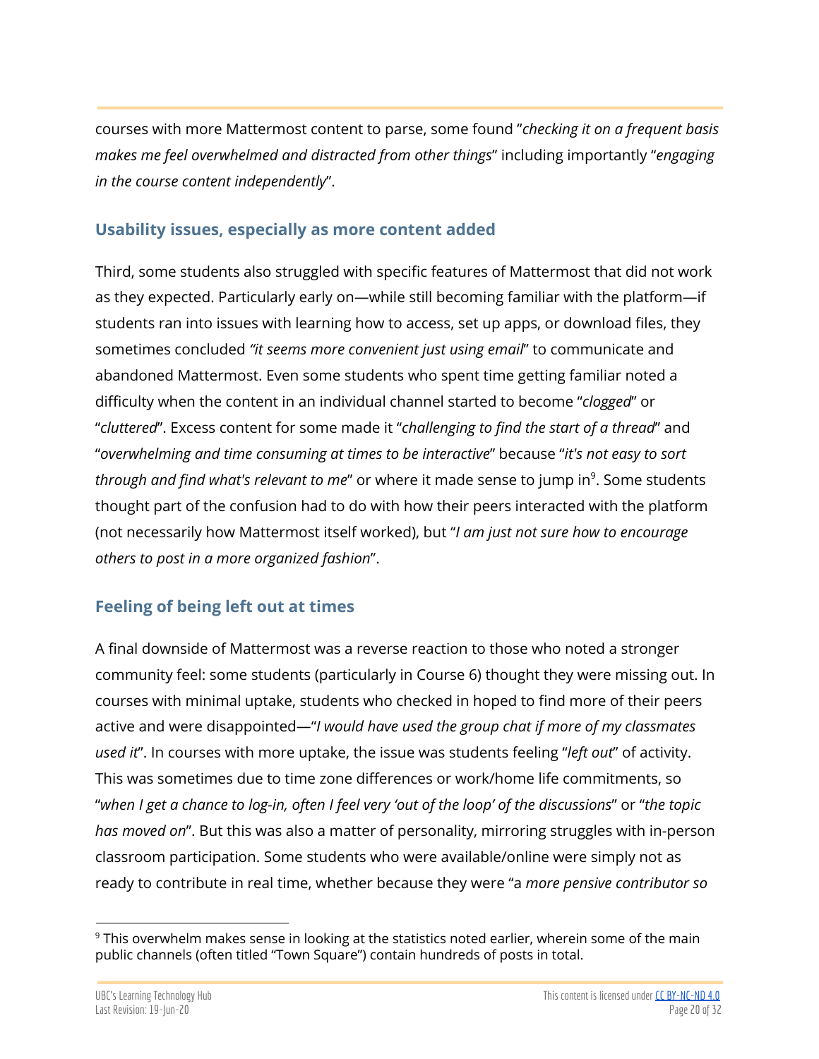courses with more Mattermost content to parse, some found "*checking it on a frequent basis makes me feel overwhelmed and distracted from other things*" including importantly "*engaging in the course content independently*".

### Usability issues, especially as more content added

Third, some students also struggled with specific features of Mattermost that did not work as they expected. Particularly early on—while still becoming familiar with the platform—if students ran into issues with learning how to access, set up apps, or download files, they sometimes concluded *"it seems more convenient just using email*" to communicate and abandoned Mattermost. Even some students who spent time getting familiar noted a difficulty when the content in an individual channel started to become "*clogged*" or "*cluttered*". Excess content for some made it "*challenging to find the start of a thread*" and "*overwhelming and time consuming at times to be interactive*" because "*it's not easy to sort through and find what's relevant to me*" or where it made sense to jump in[9]. Some students thought part of the confusion had to do with how their peers interacted with the platform (not necessarily how Mattermost itself worked), but "*I am just not sure how to encourage others to post in a more organized fashion*".

### Feeling of being left out at times

A final downside of Mattermost was a reverse reaction to those who noted a stronger community feel: some students (particularly in Course 6) thought they were missing out. In courses with minimal uptake, students who checked in hoped to find more of their peers active and were disappointed—"*I would have used the group chat if more of my classmates used it*". In courses with more uptake, the issue was students feeling "*left out*" of activity. This was sometimes due to time zone differences or work/home life commitments, so "*when I get a chance to log-in, often I feel very 'out of the loop' of the discussions*" or "*the topic has moved on*". But this was also a matter of personality, mirroring struggles with in-person classroom participation. Some students who were available/online were simply not as ready to contribute in real time, whether because they were "a *more pensive contributor so*

---

[9] This overwhelm makes sense in looking at the statistics noted earlier, wherein some of the main public channels (often titled "Town Square") contain hundreds of posts in total.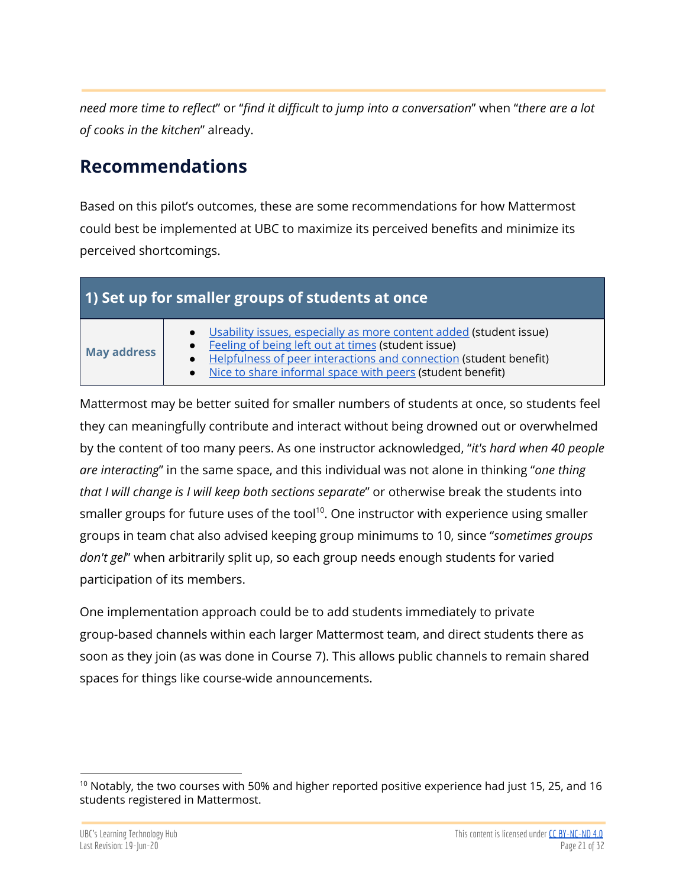*need more time to reflect*" or "*find it difficult to jump into a conversation*" when "*there are a lot of cooks in the kitchen*" already.

## Recommendations

Based on this pilot's outcomes, these are some recommendations for how Mattermost could best be implemented at UBC to maximize its perceived benefits and minimize its perceived shortcomings.

| 1) Set up for smaller groups of students at once | |
|---|---|
| **May address** | • Usability issues, especially as more content added (student issue)<br>• Feeling of being left out at times (student issue)<br>• Helpfulness of peer interactions and connection (student benefit)<br>• Nice to share informal space with peers (student benefit) |

Mattermost may be better suited for smaller numbers of students at once, so students feel they can meaningfully contribute and interact without being drowned out or overwhelmed by the content of too many peers. As one instructor acknowledged, "*it's hard when 40 people are interacting*" in the same space, and this individual was not alone in thinking "*one thing that I will change is I will keep both sections separate*" or otherwise break the students into smaller groups for future uses of the tool[10]. One instructor with experience using smaller groups in team chat also advised keeping group minimums to 10, since "*sometimes groups don't gel*" when arbitrarily split up, so each group needs enough students for varied participation of its members.

One implementation approach could be to add students immediately to private group-based channels within each larger Mattermost team, and direct students there as soon as they join (as was done in Course 7). This allows public channels to remain shared spaces for things like course-wide announcements.

[10] Notably, the two courses with 50% and higher reported positive experience had just 15, 25, and 16 students registered in Mattermost.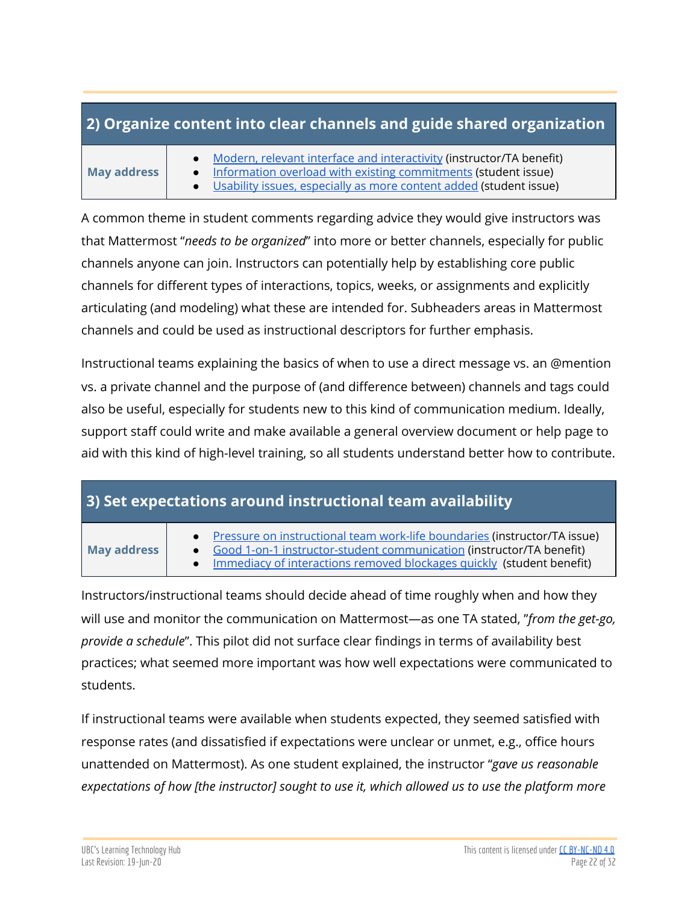## 2) Organize content into clear channels and guide shared organization

| May address | |
|---|---|
| **May address** | • Modern, relevant interface and interactivity (instructor/TA benefit)<br>• Information overload with existing commitments (student issue)<br>• Usability issues, especially as more content added (student issue) |

A common theme in student comments regarding advice they would give instructors was that Mattermost "*needs to be organized*" into more or better channels, especially for public channels anyone can join. Instructors can potentially help by establishing core public channels for different types of interactions, topics, weeks, or assignments and explicitly articulating (and modeling) what these are intended for. Subheaders areas in Mattermost channels and could be used as instructional descriptors for further emphasis.

Instructional teams explaining the basics of when to use a direct message vs. an @mention vs. a private channel and the purpose of (and difference between) channels and tags could also be useful, especially for students new to this kind of communication medium. Ideally, support staff could write and make available a general overview document or help page to aid with this kind of high-level training, so all students understand better how to contribute.

## 3) Set expectations around instructional team availability

| May address | |
|---|---|
| **May address** | • Pressure on instructional team work-life boundaries (instructor/TA issue)<br>• Good 1-on-1 instructor-student communication (instructor/TA benefit)<br>• Immediacy of interactions removed blockages quickly (student benefit) |

Instructors/instructional teams should decide ahead of time roughly when and how they will use and monitor the communication on Mattermost—as one TA stated, "*from the get-go, provide a schedule*". This pilot did not surface clear findings in terms of availability best practices; what seemed more important was how well expectations were communicated to students.

If instructional teams were available when students expected, they seemed satisfied with response rates (and dissatisfied if expectations were unclear or unmet, e.g., office hours unattended on Mattermost). As one student explained, the instructor "*gave us reasonable expectations of how [the instructor] sought to use it, which allowed us to use the platform more*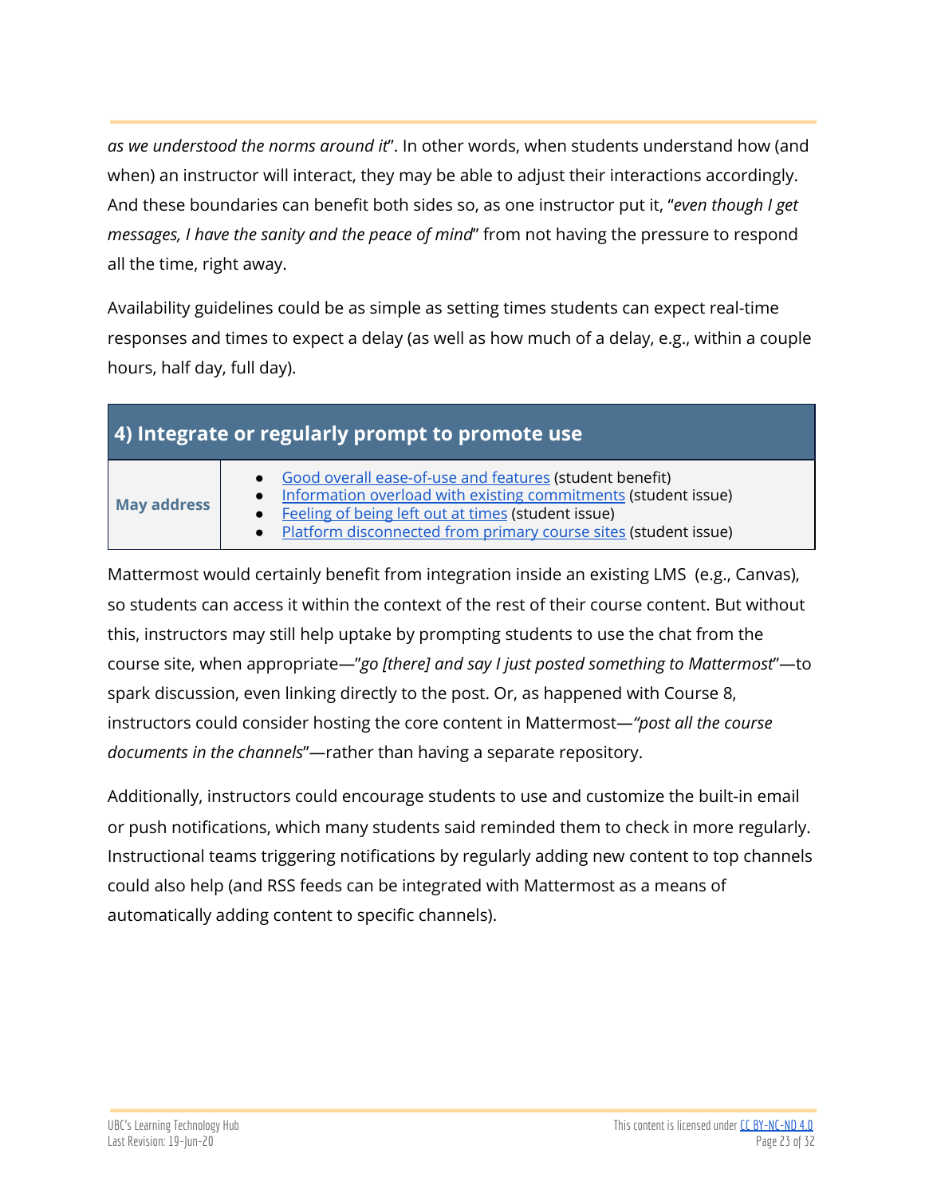*as we understood the norms around it*". In other words, when students understand how (and when) an instructor will interact, they may be able to adjust their interactions accordingly. And these boundaries can benefit both sides so, as one instructor put it, "*even though I get messages, I have the sanity and the peace of mind*" from not having the pressure to respond all the time, right away.

Availability guidelines could be as simple as setting times students can expect real-time responses and times to expect a delay (as well as how much of a delay, e.g., within a couple hours, half day, full day).

## 4) Integrate or regularly prompt to promote use

| **May address** | • Good overall ease-of-use and features (student benefit)<br>• Information overload with existing commitments (student issue)<br>• Feeling of being left out at times (student issue)<br>• Platform disconnected from primary course sites (student issue) |
|---|---|

Mattermost would certainly benefit from integration inside an existing LMS (e.g., Canvas), so students can access it within the context of the rest of their course content. But without this, instructors may still help uptake by prompting students to use the chat from the course site, when appropriate—"*go [there] and say I just posted something to Mattermost*"—to spark discussion, even linking directly to the post. Or, as happened with Course 8, instructors could consider hosting the core content in Mattermost—"*post all the course documents in the channels*"—rather than having a separate repository.

Additionally, instructors could encourage students to use and customize the built-in email or push notifications, which many students said reminded them to check in more regularly. Instructional teams triggering notifications by regularly adding new content to top channels could also help (and RSS feeds can be integrated with Mattermost as a means of automatically adding content to specific channels).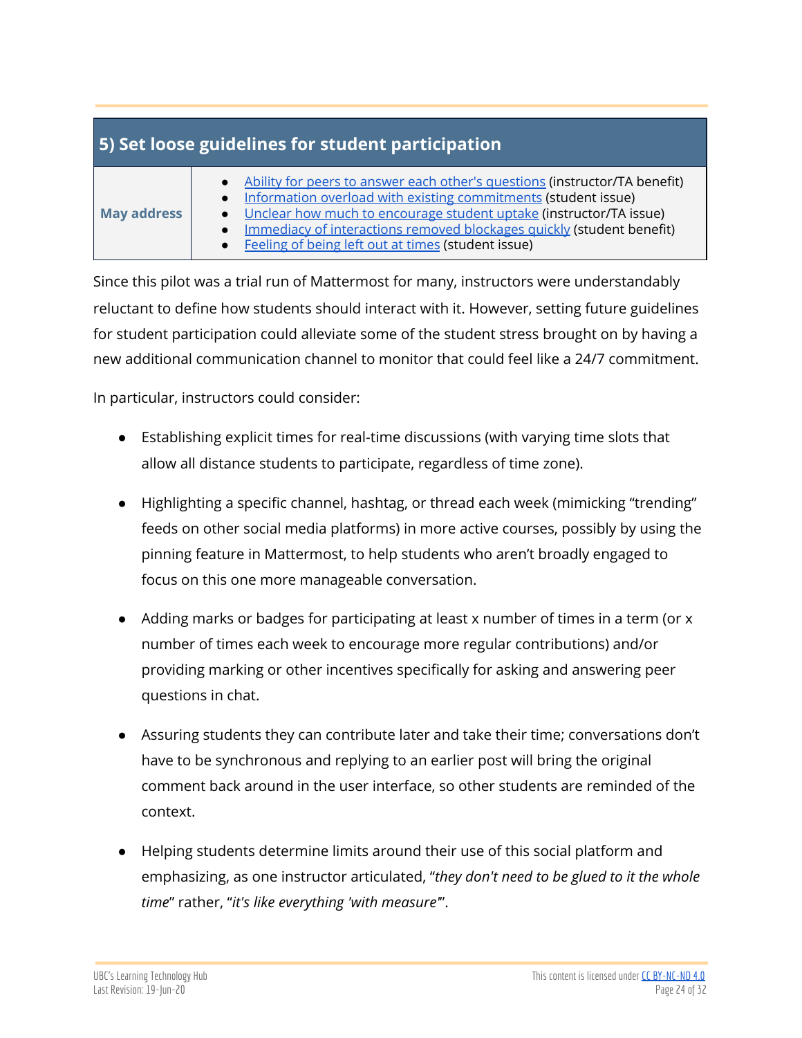## 5) Set loose guidelines for student participation

| May address | |
|---|---|
| **May address** | • Ability for peers to answer each other's questions (instructor/TA benefit)<br>• Information overload with existing commitments (student issue)<br>• Unclear how much to encourage student uptake (instructor/TA issue)<br>• Immediacy of interactions removed blockages quickly (student benefit)<br>• Feeling of being left out at times (student issue) |

Since this pilot was a trial run of Mattermost for many, instructors were understandably reluctant to define how students should interact with it. However, setting future guidelines for student participation could alleviate some of the student stress brought on by having a new additional communication channel to monitor that could feel like a 24/7 commitment.

In particular, instructors could consider:

- Establishing explicit times for real-time discussions (with varying time slots that allow all distance students to participate, regardless of time zone).
- Highlighting a specific channel, hashtag, or thread each week (mimicking "trending" feeds on other social media platforms) in more active courses, possibly by using the pinning feature in Mattermost, to help students who aren't broadly engaged to focus on this one more manageable conversation.
- Adding marks or badges for participating at least x number of times in a term (or x number of times each week to encourage more regular contributions) and/or providing marking or other incentives specifically for asking and answering peer questions in chat.
- Assuring students they can contribute later and take their time; conversations don't have to be synchronous and replying to an earlier post will bring the original comment back around in the user interface, so other students are reminded of the context.
- Helping students determine limits around their use of this social platform and emphasizing, as one instructor articulated, "*they don't need to be glued to it the whole time*" rather, "*it's like everything 'with measure'*".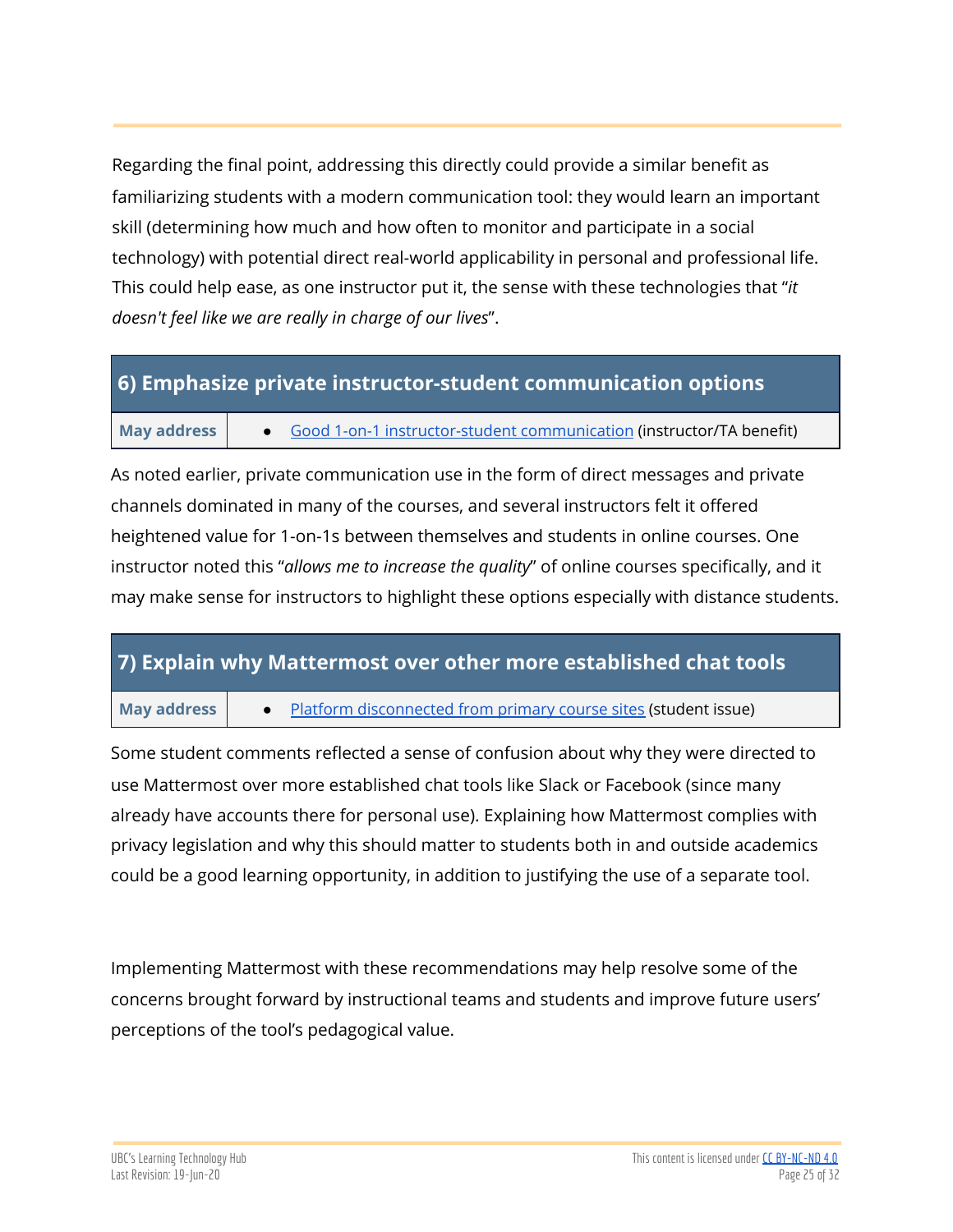Regarding the final point, addressing this directly could provide a similar benefit as familiarizing students with a modern communication tool: they would learn an important skill (determining how much and how often to monitor and participate in a social technology) with potential direct real-world applicability in personal and professional life. This could help ease, as one instructor put it, the sense with these technologies that "*it doesn't feel like we are really in charge of our lives*".

| 6) Emphasize private instructor-student communication options | |
|---|---|
| **May address** | • Good 1-on-1 instructor-student communication (instructor/TA benefit) |

As noted earlier, private communication use in the form of direct messages and private channels dominated in many of the courses, and several instructors felt it offered heightened value for 1-on-1s between themselves and students in online courses. One instructor noted this "*allows me to increase the quality*" of online courses specifically, and it may make sense for instructors to highlight these options especially with distance students.

| 7) Explain why Mattermost over other more established chat tools | |
|---|---|
| **May address** | • Platform disconnected from primary course sites (student issue) |

Some student comments reflected a sense of confusion about why they were directed to use Mattermost over more established chat tools like Slack or Facebook (since many already have accounts there for personal use). Explaining how Mattermost complies with privacy legislation and why this should matter to students both in and outside academics could be a good learning opportunity, in addition to justifying the use of a separate tool.

Implementing Mattermost with these recommendations may help resolve some of the concerns brought forward by instructional teams and students and improve future users' perceptions of the tool's pedagogical value.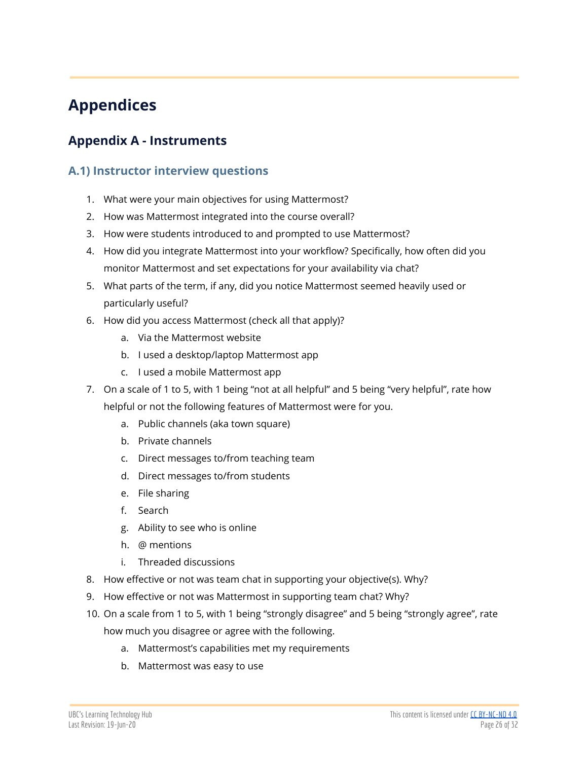# Appendices

## Appendix A - Instruments

### A.1) Instructor interview questions

1. What were your main objectives for using Mattermost?
2. How was Mattermost integrated into the course overall?
3. How were students introduced to and prompted to use Mattermost?
4. How did you integrate Mattermost into your workflow? Specifically, how often did you monitor Mattermost and set expectations for your availability via chat?
5. What parts of the term, if any, did you notice Mattermost seemed heavily used or particularly useful?
6. How did you access Mattermost (check all that apply)?
   a. Via the Mattermost website
   b. I used a desktop/laptop Mattermost app
   c. I used a mobile Mattermost app
7. On a scale of 1 to 5, with 1 being "not at all helpful" and 5 being "very helpful", rate how helpful or not the following features of Mattermost were for you.
   a. Public channels (aka town square)
   b. Private channels
   c. Direct messages to/from teaching team
   d. Direct messages to/from students
   e. File sharing
   f. Search
   g. Ability to see who is online
   h. @ mentions
   i. Threaded discussions
8. How effective or not was team chat in supporting your objective(s). Why?
9. How effective or not was Mattermost in supporting team chat? Why?
10. On a scale from 1 to 5, with 1 being "strongly disagree" and 5 being "strongly agree", rate how much you disagree or agree with the following.
    a. Mattermost's capabilities met my requirements
    b. Mattermost was easy to use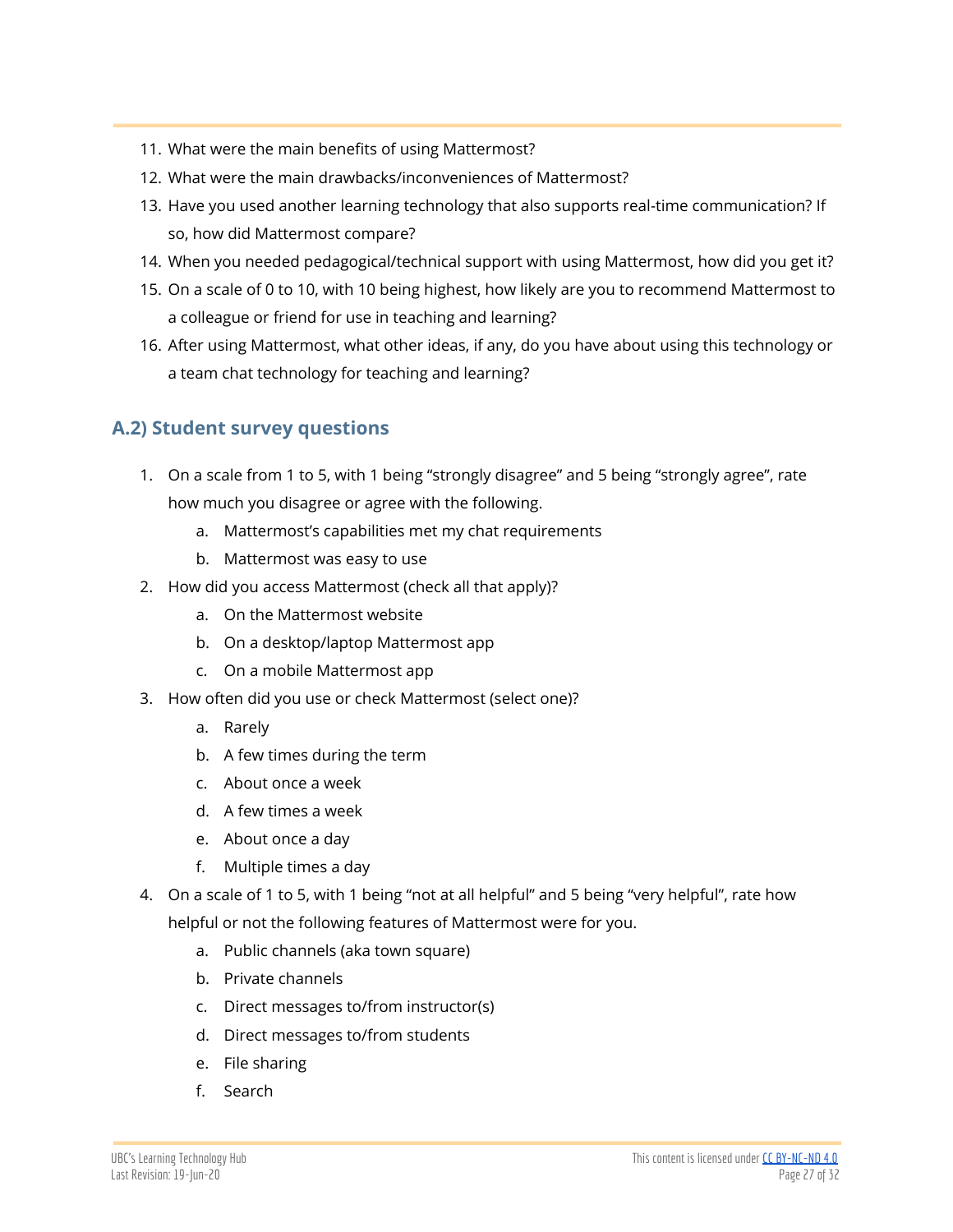11. What were the main benefits of using Mattermost?
12. What were the main drawbacks/inconveniences of Mattermost?
13. Have you used another learning technology that also supports real-time communication? If so, how did Mattermost compare?
14. When you needed pedagogical/technical support with using Mattermost, how did you get it?
15. On a scale of 0 to 10, with 10 being highest, how likely are you to recommend Mattermost to a colleague or friend for use in teaching and learning?
16. After using Mattermost, what other ideas, if any, do you have about using this technology or a team chat technology for teaching and learning?

## A.2) Student survey questions

1. On a scale from 1 to 5, with 1 being “strongly disagree” and 5 being “strongly agree”, rate how much you disagree or agree with the following.
   a. Mattermost’s capabilities met my chat requirements
   b. Mattermost was easy to use
2. How did you access Mattermost (check all that apply)?
   a. On the Mattermost website
   b. On a desktop/laptop Mattermost app
   c. On a mobile Mattermost app
3. How often did you use or check Mattermost (select one)?
   a. Rarely
   b. A few times during the term
   c. About once a week
   d. A few times a week
   e. About once a day
   f. Multiple times a day
4. On a scale of 1 to 5, with 1 being “not at all helpful” and 5 being “very helpful”, rate how helpful or not the following features of Mattermost were for you.
   a. Public channels (aka town square)
   b. Private channels
   c. Direct messages to/from instructor(s)
   d. Direct messages to/from students
   e. File sharing
   f. Search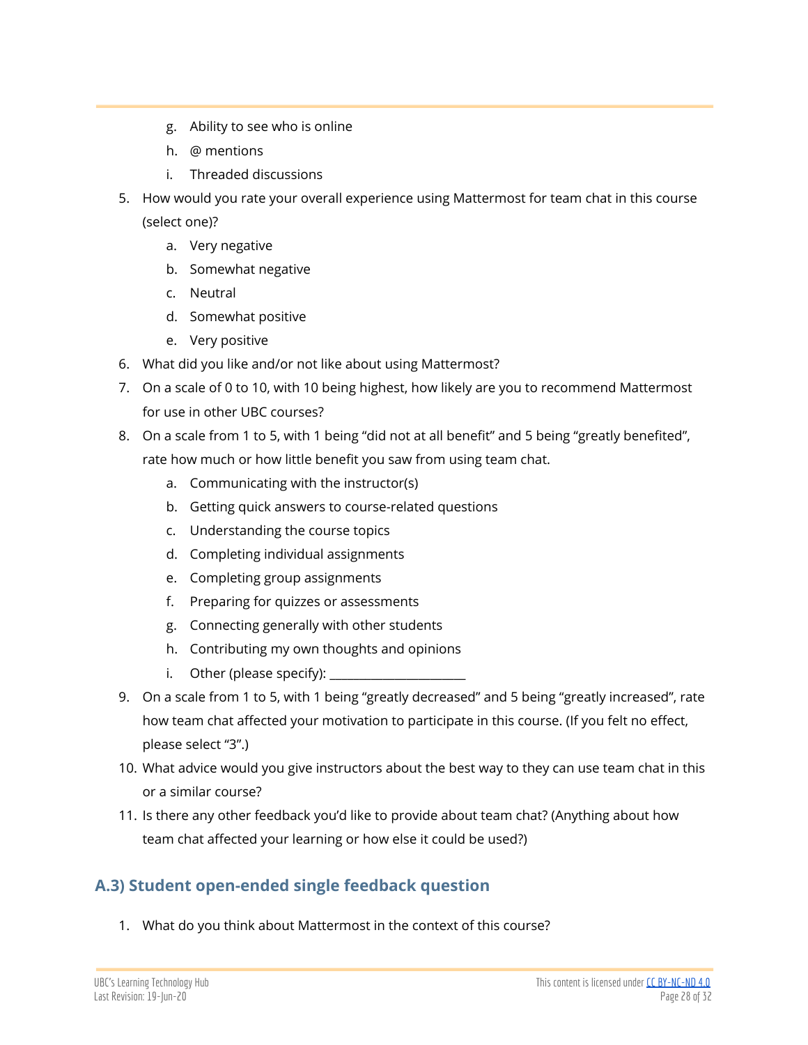g. Ability to see who is online
    h. @ mentions
    i. Threaded discussions
5. How would you rate your overall experience using Mattermost for team chat in this course (select one)?
    a. Very negative
    b. Somewhat negative
    c. Neutral
    d. Somewhat positive
    e. Very positive
6. What did you like and/or not like about using Mattermost?
7. On a scale of 0 to 10, with 10 being highest, how likely are you to recommend Mattermost for use in other UBC courses?
8. On a scale from 1 to 5, with 1 being "did not at all benefit" and 5 being "greatly benefited", rate how much or how little benefit you saw from using team chat.
    a. Communicating with the instructor(s)
    b. Getting quick answers to course-related questions
    c. Understanding the course topics
    d. Completing individual assignments
    e. Completing group assignments
    f. Preparing for quizzes or assessments
    g. Connecting generally with other students
    h. Contributing my own thoughts and opinions
    i. Other (please specify): ______________________
9. On a scale from 1 to 5, with 1 being "greatly decreased" and 5 being "greatly increased", rate how team chat affected your motivation to participate in this course. (If you felt no effect, please select "3".)
10. What advice would you give instructors about the best way to they can use team chat in this or a similar course?
11. Is there any other feedback you'd like to provide about team chat? (Anything about how team chat affected your learning or how else it could be used?)

## A.3) Student open-ended single feedback question

1. What do you think about Mattermost in the context of this course?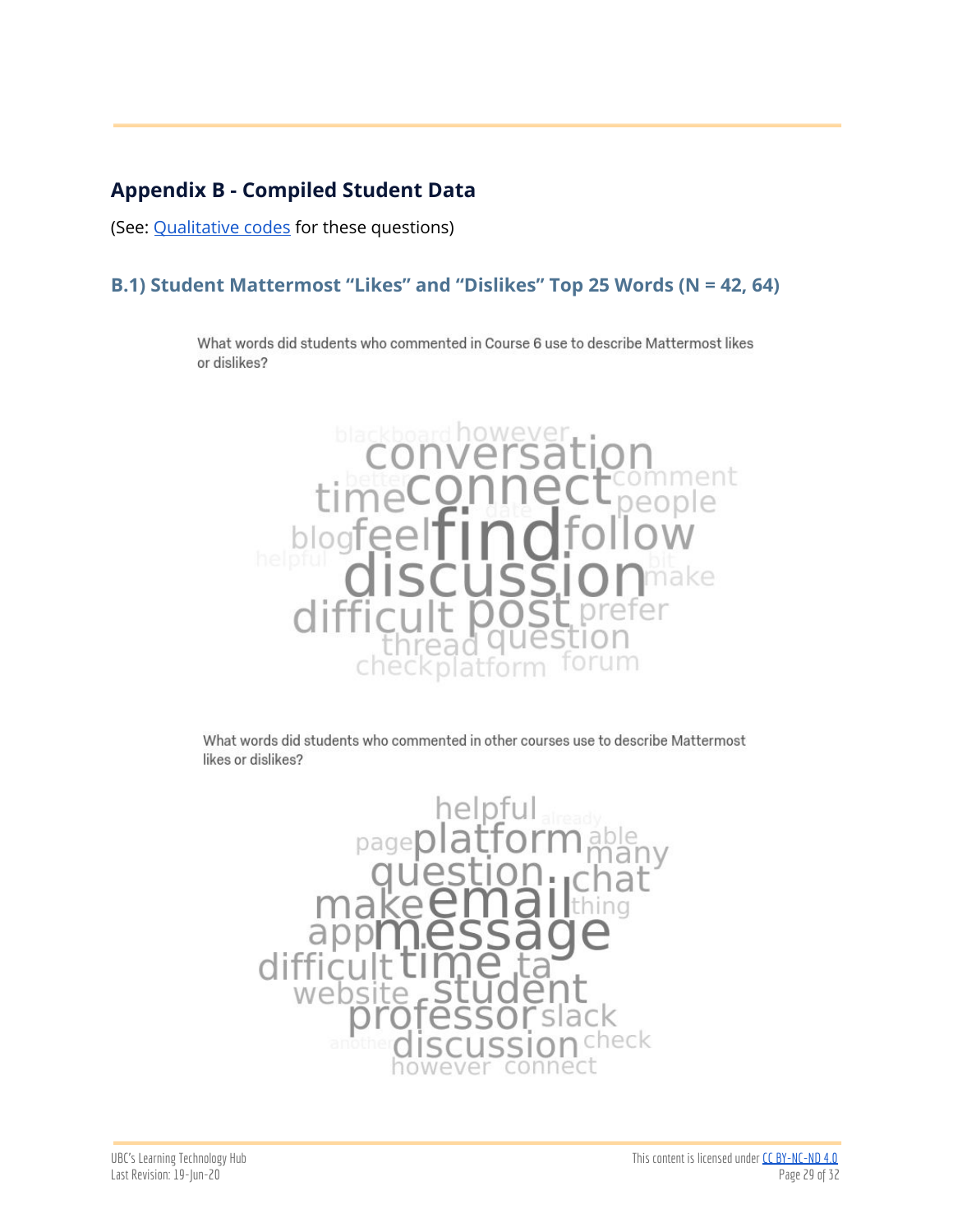## Appendix B - Compiled Student Data

(See: [Qualitative codes](#) for these questions)

### B.1) Student Mattermost "Likes" and "Dislikes" Top 25 Words (N = 42, 64)

What words did students who commented in Course 6 use to describe Mattermost likes or dislikes?

blackboard however conversation better time connect comment date people blog feel find follow helpful discussion bit make difficult post prefer thread question check platform forum

What words did students who commented in other courses use to describe Mattermost likes or dislikes?

helpful already page platform able many question chat make email thing app message difficult time ta website student professor slack another discussion check however connect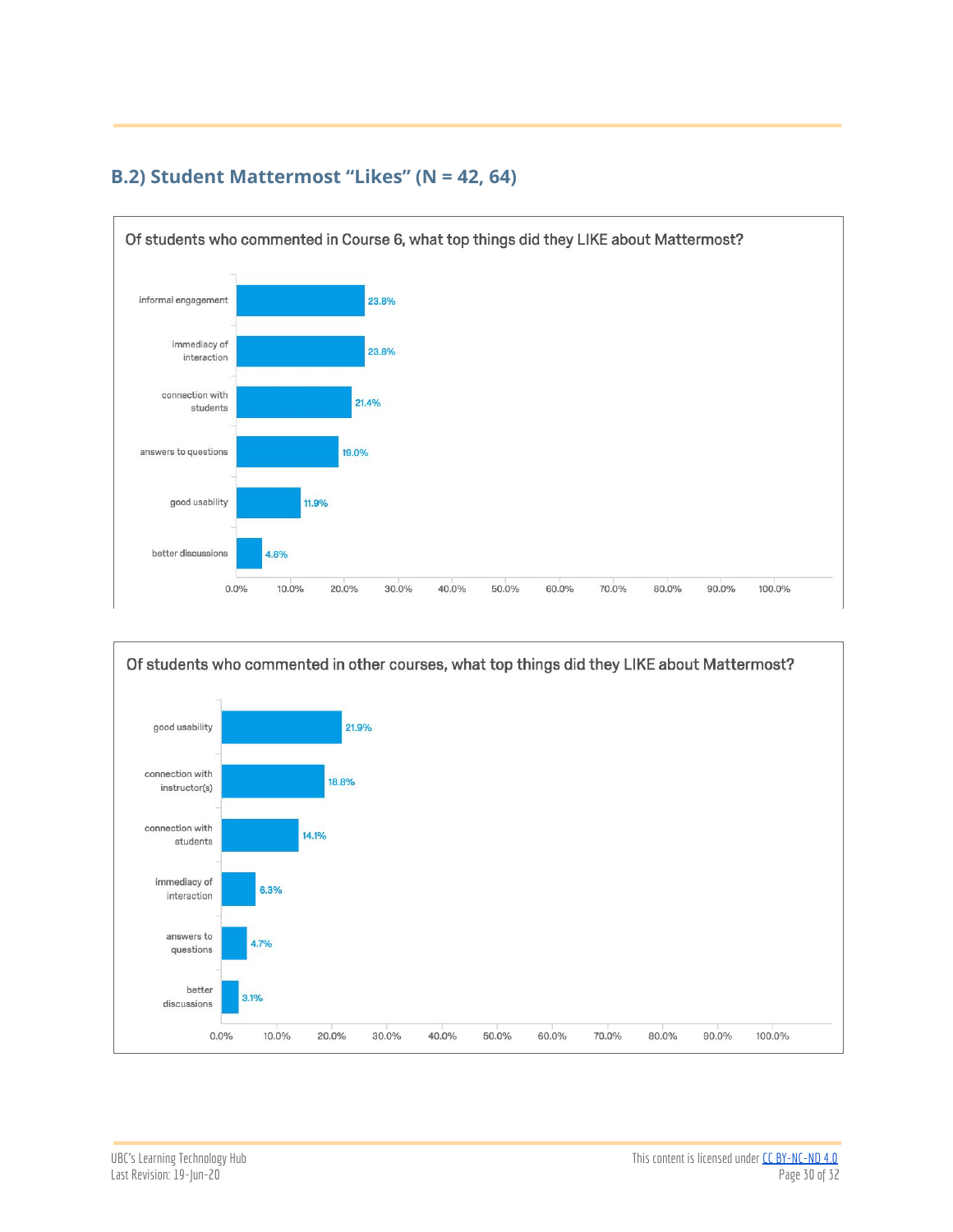## B.2) Student Mattermost "Likes" (N = 42, 64)

**Of students who commented in Course 6, what top things did they LIKE about Mattermost?**

| Category | Percentage |
| --- | --- |
| informal engagement | 23.8% |
| immediacy of interaction | 23.8% |
| connection with students | 21.4% |
| answers to questions | 19.0% |
| good usability | 11.9% |
| better discussions | 4.8% |

**Of students who commented in other courses, what top things did they LIKE about Mattermost?**

| Category | Percentage |
| --- | --- |
| good usability | 21.9% |
| connection with instructor(s) | 18.8% |
| connection with students | 14.1% |
| immediacy of interaction | 6.3% |
| answers to questions | 4.7% |
| better discussions | 3.1% |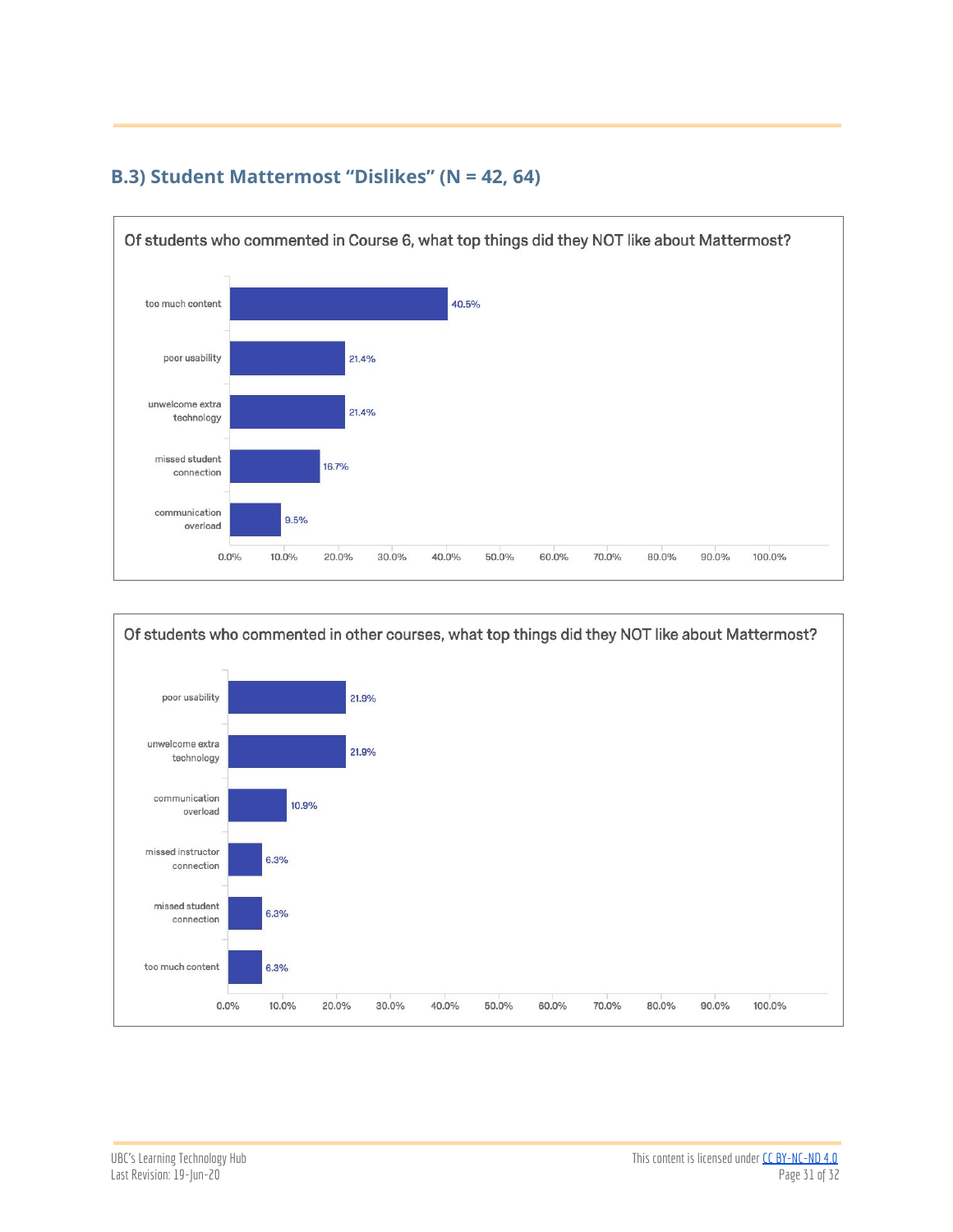## B.3) Student Mattermost "Dislikes" (N = 42, 64)

**Of students who commented in Course 6, what top things did they NOT like about Mattermost?**

| Response | Percentage |
| --- | --- |
| too much content | 40.5% |
| poor usability | 21.4% |
| unwelcome extra technology | 21.4% |
| missed student connection | 16.7% |
| communication overload | 9.5% |

**Of students who commented in other courses, what top things did they NOT like about Mattermost?**

| Response | Percentage |
| --- | --- |
| poor usability | 21.9% |
| unwelcome extra technology | 21.9% |
| communication overload | 10.9% |
| missed instructor connection | 6.3% |
| missed student connection | 6.3% |
| too much content | 6.3% |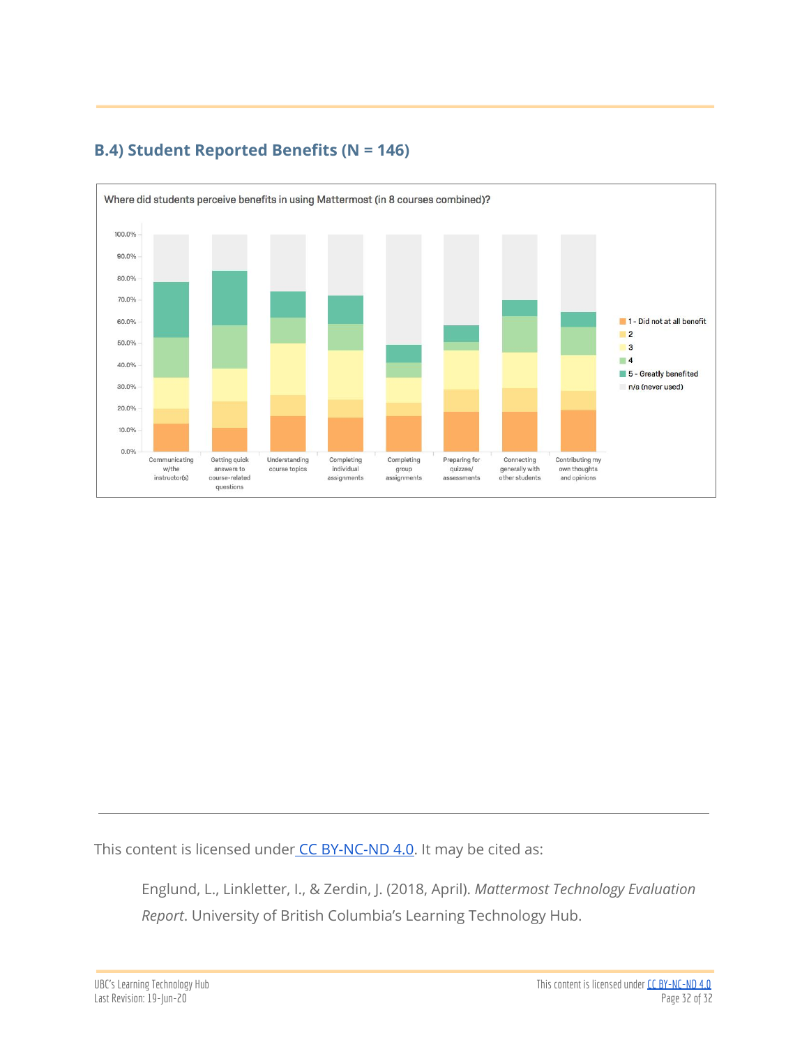## B.4) Student Reported Benefits (N = 146)

Where did students perceive benefits in using Mattermost (in 8 courses combined)?

100.0%
90.0%
80.0%
70.0%
60.0%
50.0%
40.0%
30.0%
20.0%
10.0%
0.0%

Communicating w/the instructor(s)
Getting quick answers to course-related questions
Understanding course topics
Completing individual assignments
Completing group assignments
Preparing for quizzes/ assessments
Connecting generally with other students
Contributing my own thoughts and opinions

1 - Did not at all benefit
2
3
4
5 - Greatly benefited
n/a (never used)

---

This content is licensed under [CC BY-NC-ND 4.0](https://creativecommons.org/licenses/by-nc-nd/4.0/). It may be cited as:

> Englund, L., Linkletter, I., & Zerdin, J. (2018, April). *Mattermost Technology Evaluation Report*. University of British Columbia's Learning Technology Hub.